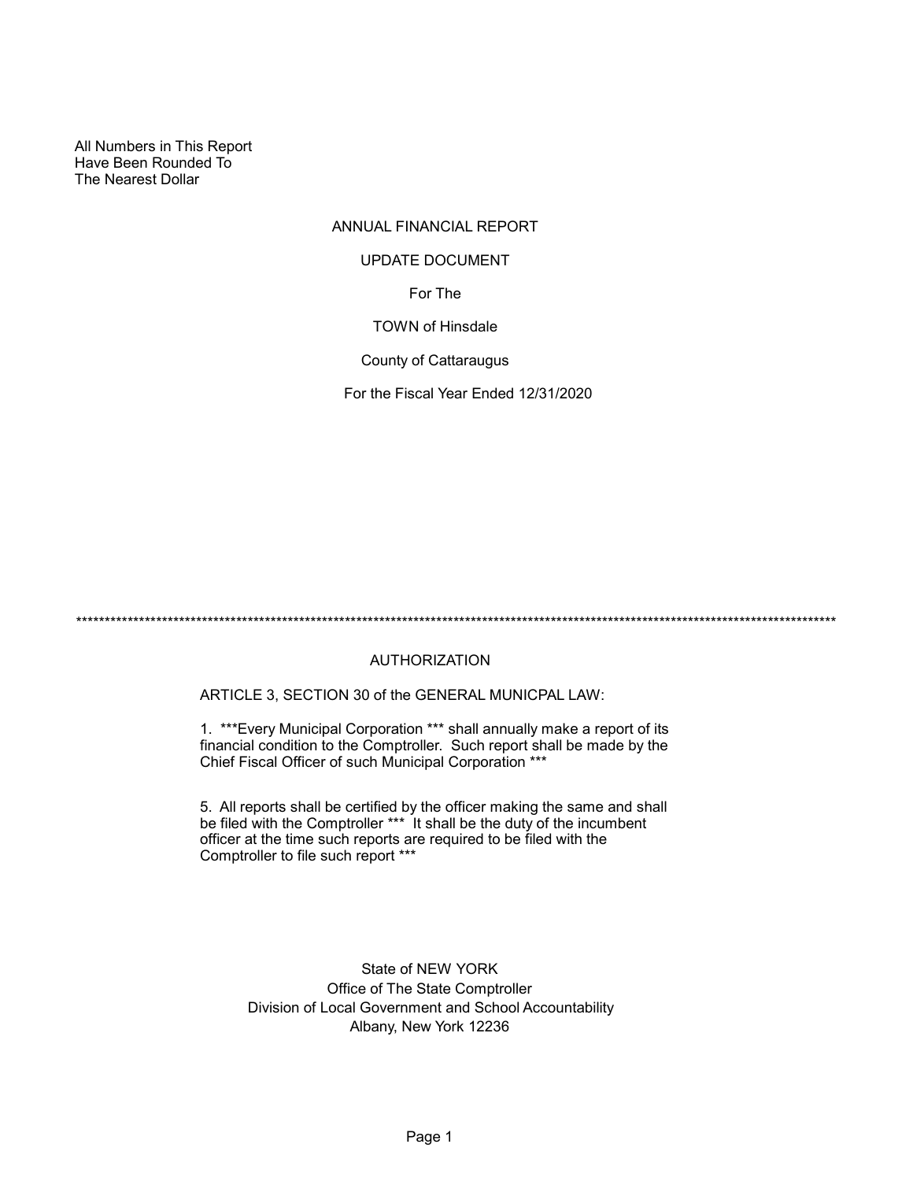All Numbers in This Report
Have Been Rounded To
The Nearest Dollar

# ANNUAL FINANCIAL REPORT

## UPDATE DOCUMENT

For The

TOWN of Hinsdale

County of Cattaraugus

For the Fiscal Year Ended 12/31/2020

*******************************************************************************************************************************************

## AUTHORIZATION

ARTICLE 3, SECTION 30 of the GENERAL MUNICPAL LAW:

1. ***Every Municipal Corporation *** shall annually make a report of its financial condition to the Comptroller. Such report shall be made by the Chief Fiscal Officer of such Municipal Corporation ***

5. All reports shall be certified by the officer making the same and shall be filed with the Comptroller *** It shall be the duty of the incumbent officer at the time such reports are required to be filed with the Comptroller to file such report ***

State of NEW YORK
Office of The State Comptroller
Division of Local Government and School Accountability
Albany, New York 12236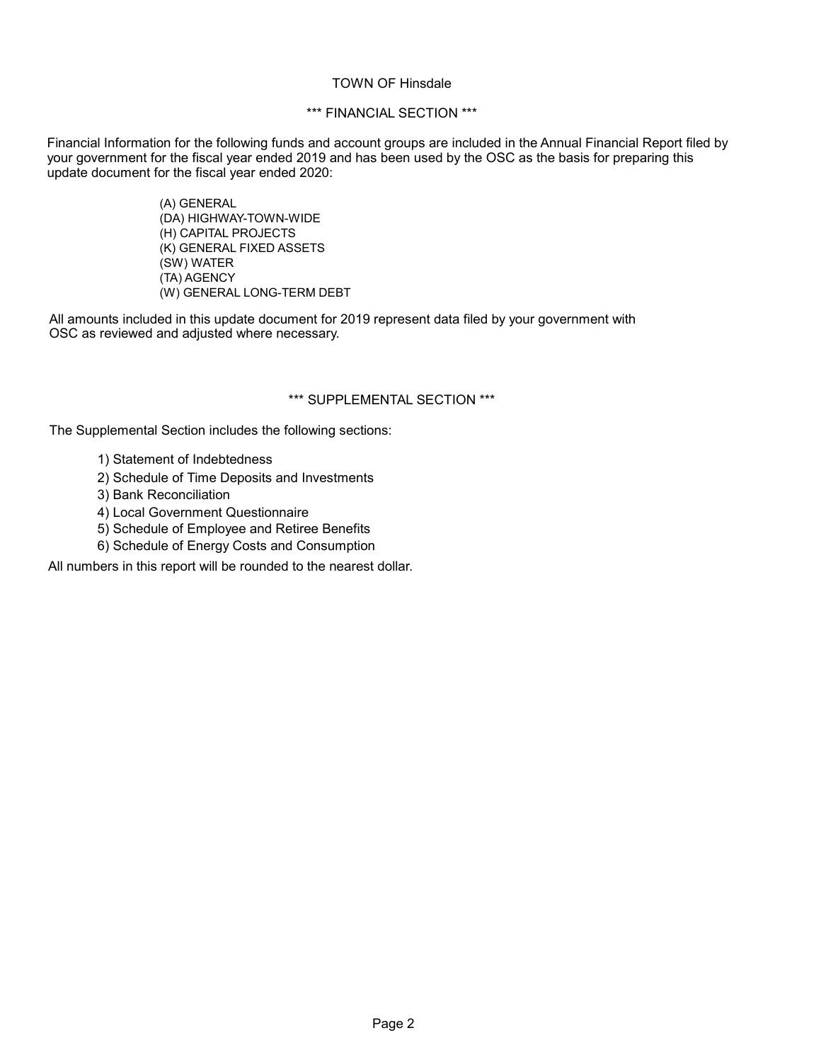# TOWN OF Hinsdale

## \*\*\* FINANCIAL SECTION \*\*\*

Financial Information for the following funds and account groups are included in the Annual Financial Report filed by your government for the fiscal year ended 2019 and has been used by the OSC as the basis for preparing this update document for the fiscal year ended 2020:

- (A) GENERAL
- (DA) HIGHWAY-TOWN-WIDE
- (H) CAPITAL PROJECTS
- (K) GENERAL FIXED ASSETS
- (SW) WATER
- (TA) AGENCY
- (W) GENERAL LONG-TERM DEBT

All amounts included in this update document for 2019 represent data filed by your government with OSC as reviewed and adjusted where necessary.

## \*\*\* SUPPLEMENTAL SECTION \*\*\*

The Supplemental Section includes the following sections:

1) Statement of Indebtedness
2) Schedule of Time Deposits and Investments
3) Bank Reconciliation
4) Local Government Questionnaire
5) Schedule of Employee and Retiree Benefits
6) Schedule of Energy Costs and Consumption

All numbers in this report will be rounded to the nearest dollar.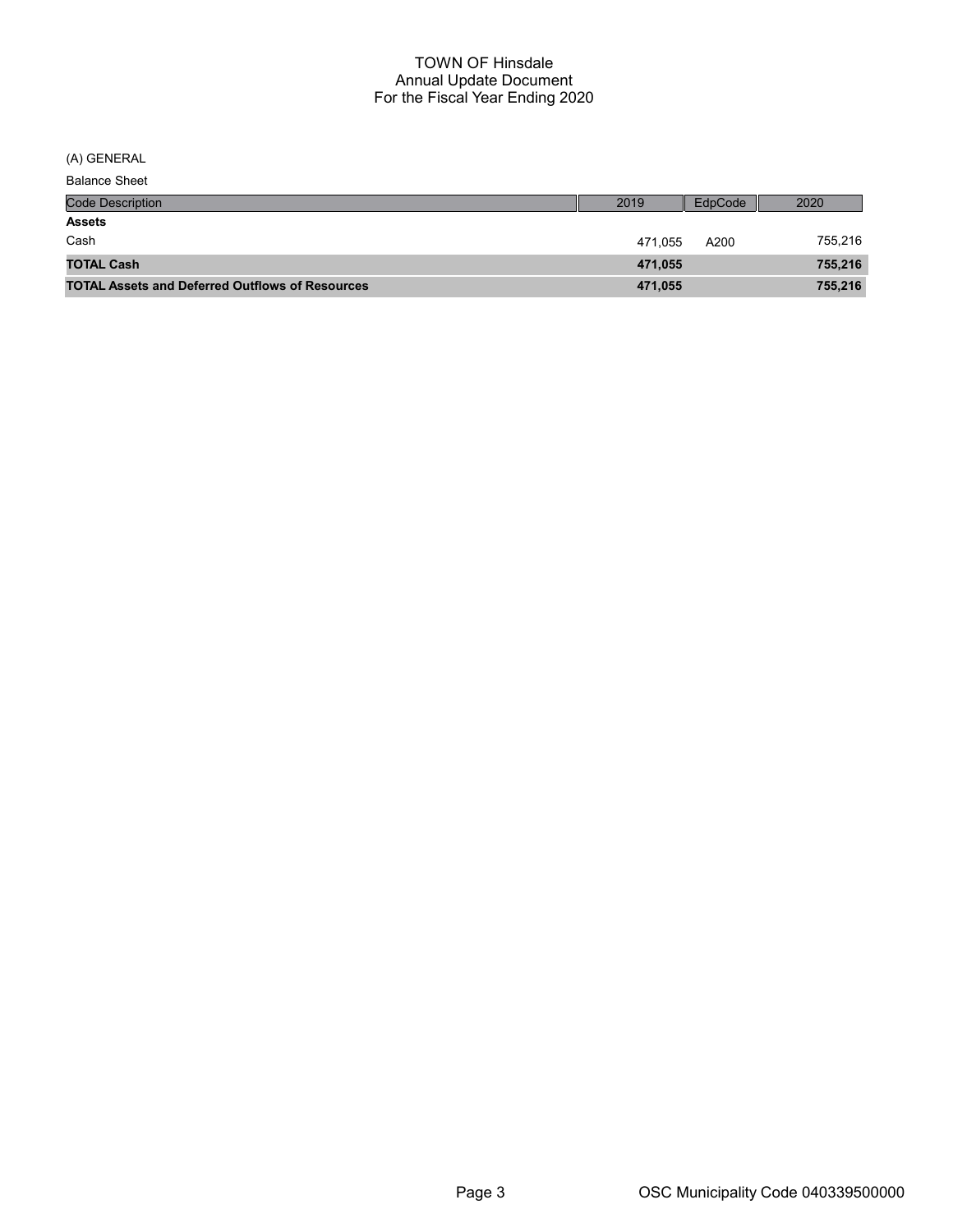# TOWN OF Hinsdale
## Annual Update Document
## For the Fiscal Year Ending 2020

(A) GENERAL

Balance Sheet

| Code Description | 2019 | EdpCode | 2020 |
|---|---|---|---|
| **Assets** | | | |
| Cash | 471,055 | A200 | 755,216 |
| **TOTAL Cash** | **471,055** | | **755,216** |
| **TOTAL Assets and Deferred Outflows of Resources** | **471,055** | | **755,216** |

OSC Municipality Code 040339500000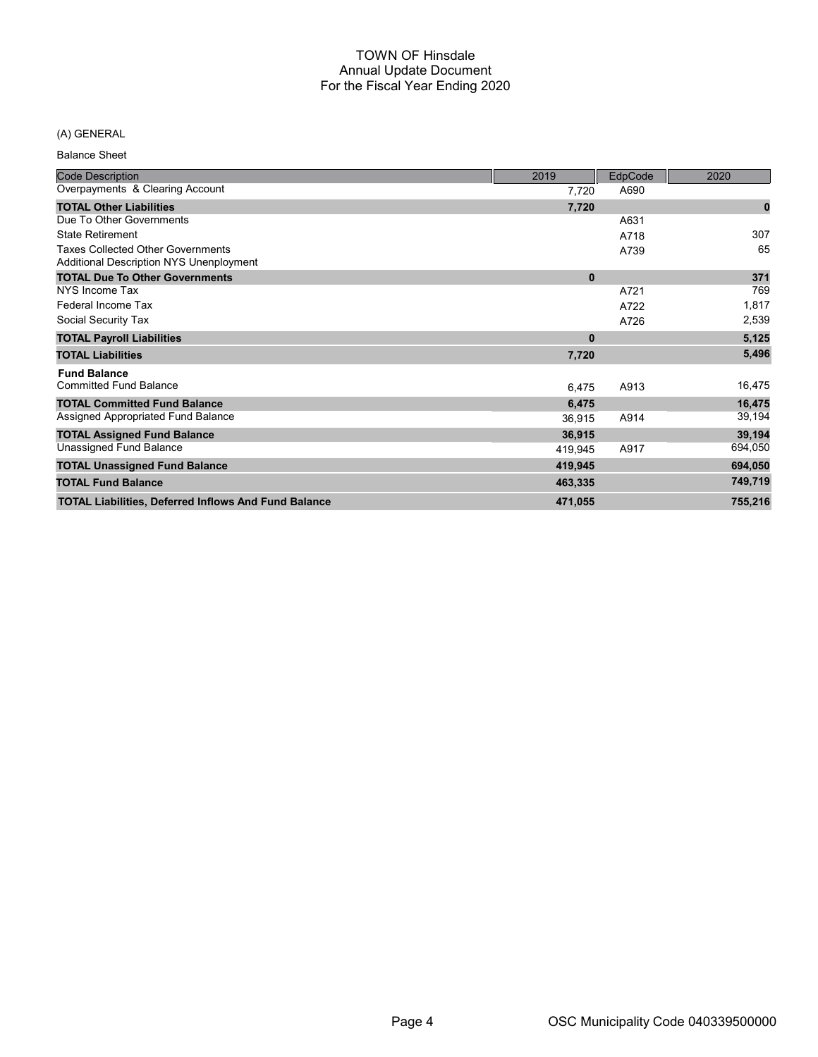# TOWN OF Hinsdale
## Annual Update Document
## For the Fiscal Year Ending 2020

(A) GENERAL

Balance Sheet

| Code Description | 2019 | EdpCode | 2020 |
|---|---|---|---|
| Overpayments & Clearing Account | 7,720 | A690 | |
| **TOTAL Other Liabilities** | **7,720** | | **0** |
| Due To Other Governments | | A631 | |
| State Retirement | | A718 | 307 |
| Taxes Collected Other Governments<br>Additional Description NYS Unenployment | | A739 | 65 |
| **TOTAL Due To Other Governments** | **0** | | **371** |
| NYS Income Tax | | A721 | 769 |
| Federal Income Tax | | A722 | 1,817 |
| Social Security Tax | | A726 | 2,539 |
| **TOTAL Payroll Liabilities** | **0** | | **5,125** |
| **TOTAL Liabilities** | **7,720** | | **5,496** |
| **Fund Balance** | | | |
| Committed Fund Balance | 6,475 | A913 | 16,475 |
| **TOTAL Committed Fund Balance** | **6,475** | | **16,475** |
| Assigned Appropriated Fund Balance | 36,915 | A914 | 39,194 |
| **TOTAL Assigned Fund Balance** | **36,915** | | **39,194** |
| Unassigned Fund Balance | 419,945 | A917 | 694,050 |
| **TOTAL Unassigned Fund Balance** | **419,945** | | **694,050** |
| **TOTAL Fund Balance** | **463,335** | | **749,719** |
| **TOTAL Liabilities, Deferred Inflows And Fund Balance** | **471,055** | | **755,216** |

OSC Municipality Code 040339500000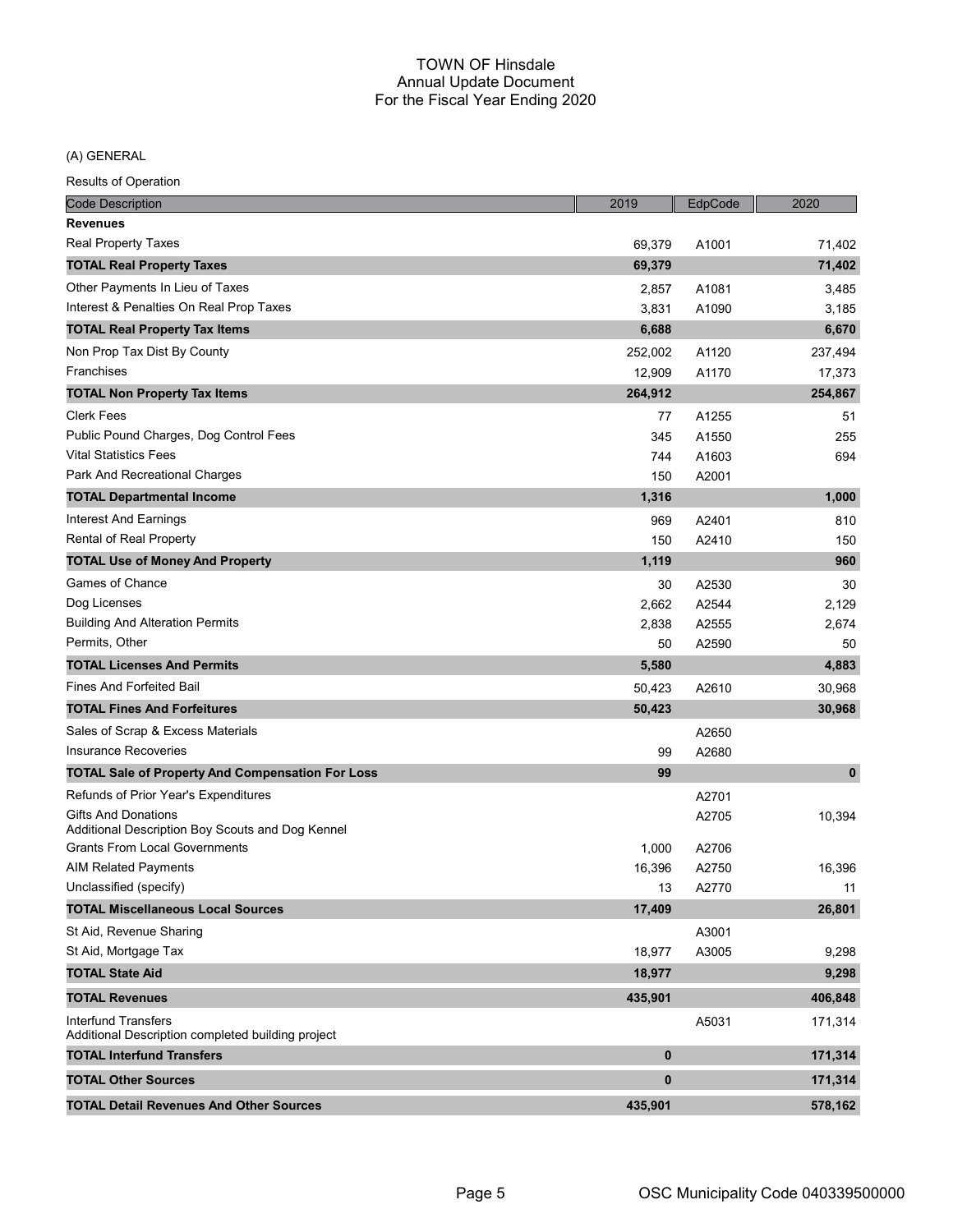# TOWN OF Hinsdale
## Annual Update Document
## For the Fiscal Year Ending 2020

(A) GENERAL

Results of Operation

| Code Description | 2019 | EdpCode | 2020 |
|---|---|---|---|
| **Revenues** | | | |
| Real Property Taxes | 69,379 | A1001 | 71,402 |
| **TOTAL Real Property Taxes** | **69,379** | | **71,402** |
| Other Payments In Lieu of Taxes | 2,857 | A1081 | 3,485 |
| Interest & Penalties On Real Prop Taxes | 3,831 | A1090 | 3,185 |
| **TOTAL Real Property Tax Items** | **6,688** | | **6,670** |
| Non Prop Tax Dist By County | 252,002 | A1120 | 237,494 |
| Franchises | 12,909 | A1170 | 17,373 |
| **TOTAL Non Property Tax Items** | **264,912** | | **254,867** |
| Clerk Fees | 77 | A1255 | 51 |
| Public Pound Charges, Dog Control Fees | 345 | A1550 | 255 |
| Vital Statistics Fees | 744 | A1603 | 694 |
| Park And Recreational Charges | 150 | A2001 | |
| **TOTAL Departmental Income** | **1,316** | | **1,000** |
| Interest And Earnings | 969 | A2401 | 810 |
| Rental of Real Property | 150 | A2410 | 150 |
| **TOTAL Use of Money And Property** | **1,119** | | **960** |
| Games of Chance | 30 | A2530 | 30 |
| Dog Licenses | 2,662 | A2544 | 2,129 |
| Building And Alteration Permits | 2,838 | A2555 | 2,674 |
| Permits, Other | 50 | A2590 | 50 |
| **TOTAL Licenses And Permits** | **5,580** | | **4,883** |
| Fines And Forfeited Bail | 50,423 | A2610 | 30,968 |
| **TOTAL Fines And Forfeitures** | **50,423** | | **30,968** |
| Sales of Scrap & Excess Materials | | A2650 | |
| Insurance Recoveries | 99 | A2680 | |
| **TOTAL Sale of Property And Compensation For Loss** | **99** | | **0** |
| Refunds of Prior Year's Expenditures | | A2701 | |
| Gifts And Donations<br>Additional Description Boy Scouts and Dog Kennel | | A2705 | 10,394 |
| Grants From Local Governments | 1,000 | A2706 | |
| AIM Related Payments | 16,396 | A2750 | 16,396 |
| Unclassified (specify) | 13 | A2770 | 11 |
| **TOTAL Miscellaneous Local Sources** | **17,409** | | **26,801** |
| St Aid, Revenue Sharing | | A3001 | |
| St Aid, Mortgage Tax | 18,977 | A3005 | 9,298 |
| **TOTAL State Aid** | **18,977** | | **9,298** |
| **TOTAL Revenues** | **435,901** | | **406,848** |
| Interfund Transfers<br>Additional Description completed building project | | A5031 | 171,314 |
| **TOTAL Interfund Transfers** | **0** | | **171,314** |
| **TOTAL Other Sources** | **0** | | **171,314** |
| **TOTAL Detail Revenues And Other Sources** | **435,901** | | **578,162** |

OSC Municipality Code 040339500000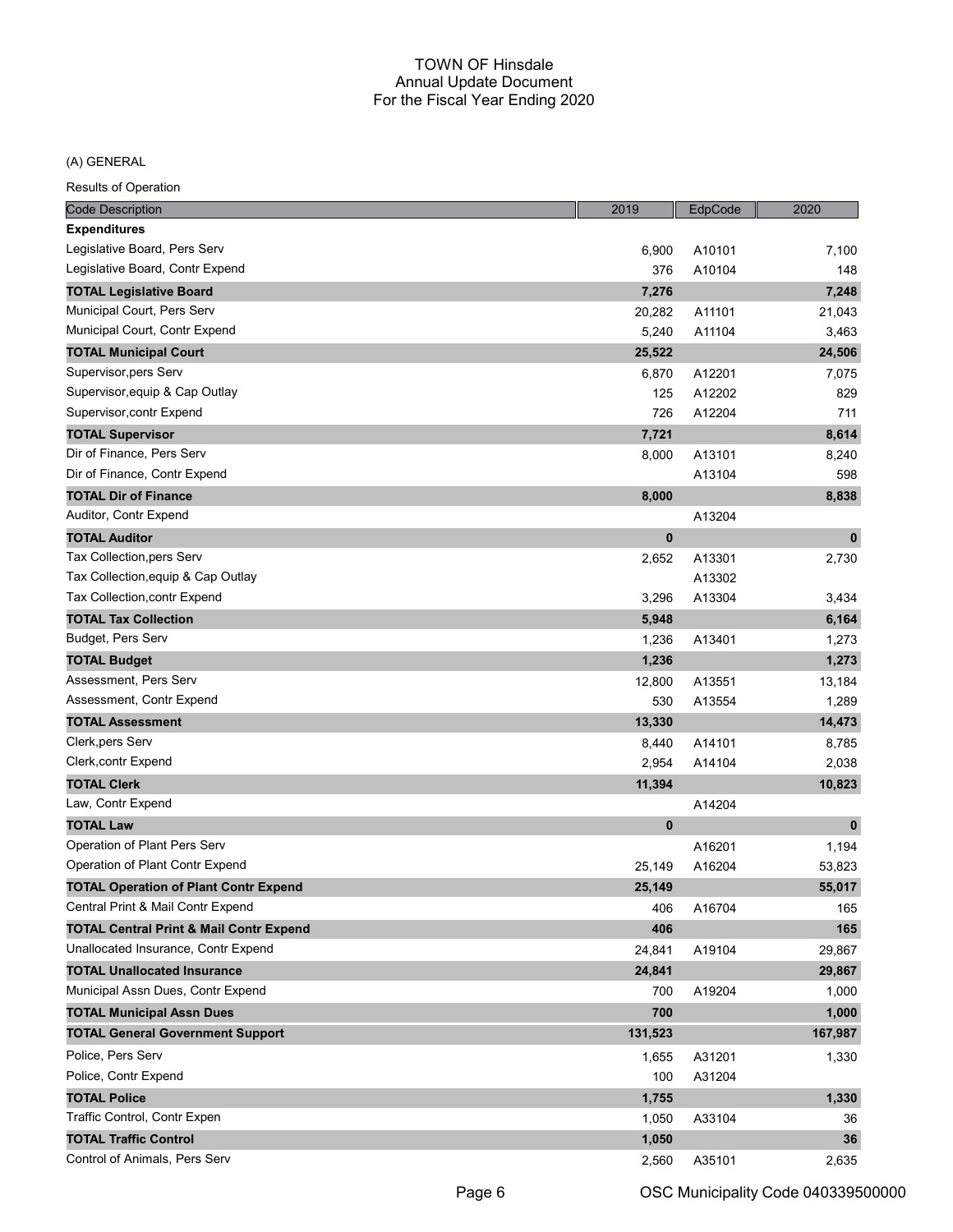# TOWN OF Hinsdale
## Annual Update Document
## For the Fiscal Year Ending 2020

(A) GENERAL

Results of Operation

| Code Description | 2019 | EdpCode | 2020 |
|---|---|---|---|
| **Expenditures** | | | |
| Legislative Board, Pers Serv | 6,900 | A10101 | 7,100 |
| Legislative Board, Contr Expend | 376 | A10104 | 148 |
| **TOTAL Legislative Board** | **7,276** | | **7,248** |
| Municipal Court, Pers Serv | 20,282 | A11101 | 21,043 |
| Municipal Court, Contr Expend | 5,240 | A11104 | 3,463 |
| **TOTAL Municipal Court** | **25,522** | | **24,506** |
| Supervisor,pers Serv | 6,870 | A12201 | 7,075 |
| Supervisor,equip & Cap Outlay | 125 | A12202 | 829 |
| Supervisor,contr Expend | 726 | A12204 | 711 |
| **TOTAL Supervisor** | **7,721** | | **8,614** |
| Dir of Finance, Pers Serv | 8,000 | A13101 | 8,240 |
| Dir of Finance, Contr Expend | | A13104 | 598 |
| **TOTAL Dir of Finance** | **8,000** | | **8,838** |
| Auditor, Contr Expend | | A13204 | |
| **TOTAL Auditor** | **0** | | **0** |
| Tax Collection,pers Serv | 2,652 | A13301 | 2,730 |
| Tax Collection,equip & Cap Outlay | | A13302 | |
| Tax Collection,contr Expend | 3,296 | A13304 | 3,434 |
| **TOTAL Tax Collection** | **5,948** | | **6,164** |
| Budget, Pers Serv | 1,236 | A13401 | 1,273 |
| **TOTAL Budget** | **1,236** | | **1,273** |
| Assessment, Pers Serv | 12,800 | A13551 | 13,184 |
| Assessment, Contr Expend | 530 | A13554 | 1,289 |
| **TOTAL Assessment** | **13,330** | | **14,473** |
| Clerk,pers Serv | 8,440 | A14101 | 8,785 |
| Clerk,contr Expend | 2,954 | A14104 | 2,038 |
| **TOTAL Clerk** | **11,394** | | **10,823** |
| Law, Contr Expend | | A14204 | |
| **TOTAL Law** | **0** | | **0** |
| Operation of Plant Pers Serv | | A16201 | 1,194 |
| Operation of Plant Contr Expend | 25,149 | A16204 | 53,823 |
| **TOTAL Operation of Plant Contr Expend** | **25,149** | | **55,017** |
| Central Print & Mail Contr Expend | 406 | A16704 | 165 |
| **TOTAL Central Print & Mail Contr Expend** | **406** | | **165** |
| Unallocated Insurance, Contr Expend | 24,841 | A19104 | 29,867 |
| **TOTAL Unallocated Insurance** | **24,841** | | **29,867** |
| Municipal Assn Dues, Contr Expend | 700 | A19204 | 1,000 |
| **TOTAL Municipal Assn Dues** | **700** | | **1,000** |
| **TOTAL General Government Support** | **131,523** | | **167,987** |
| Police, Pers Serv | 1,655 | A31201 | 1,330 |
| Police, Contr Expend | 100 | A31204 | |
| **TOTAL Police** | **1,755** | | **1,330** |
| Traffic Control, Contr Expen | 1,050 | A33104 | 36 |
| **TOTAL Traffic Control** | **1,050** | | **36** |
| Control of Animals, Pers Serv | 2,560 | A35101 | 2,635 |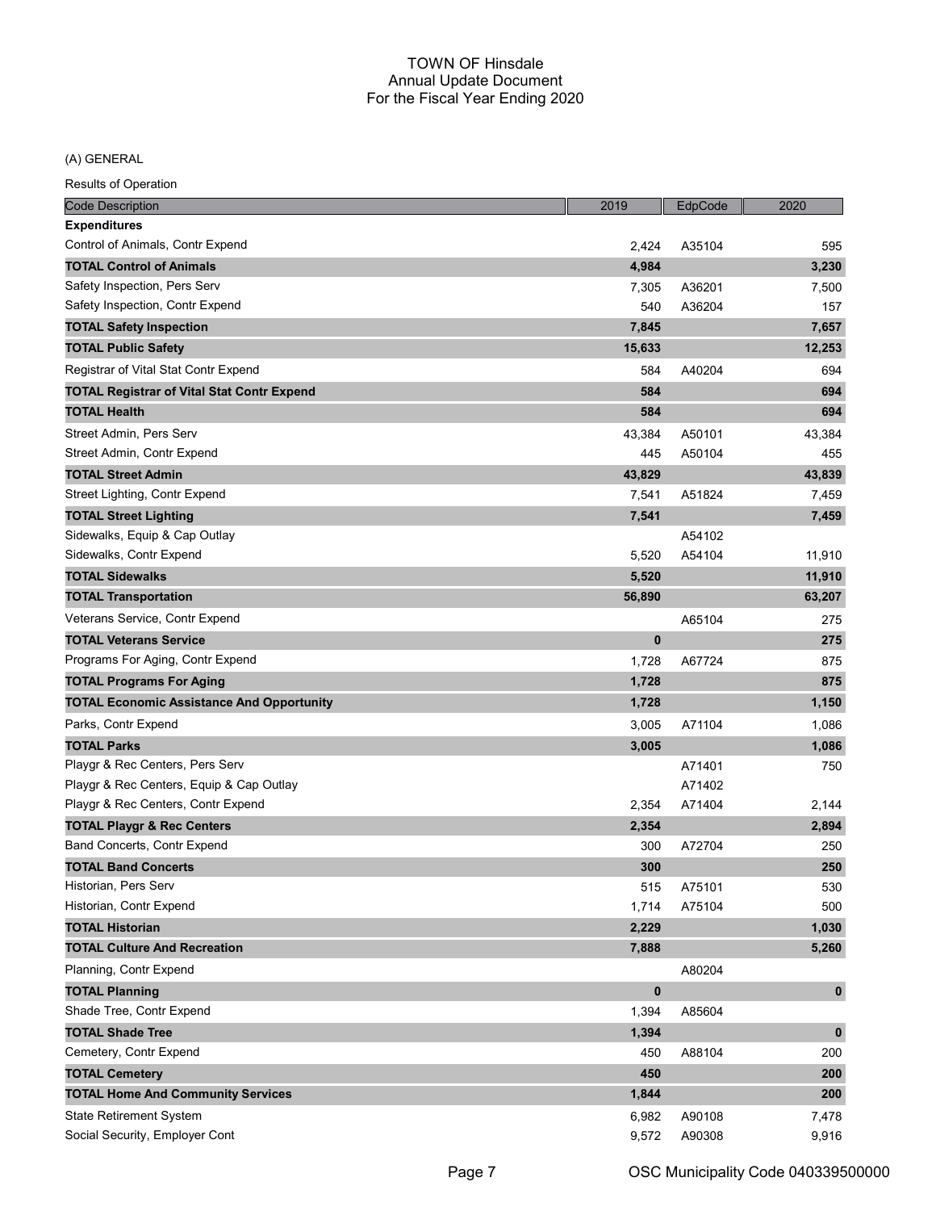# TOWN OF Hinsdale
## Annual Update Document
## For the Fiscal Year Ending 2020

(A) GENERAL

Results of Operation

| Code Description | 2019 | EdpCode | 2020 |
|---|---|---|---|
| **Expenditures** | | | |
| Control of Animals, Contr Expend | 2,424 | A35104 | 595 |
| **TOTAL Control of Animals** | **4,984** | | **3,230** |
| Safety Inspection, Pers Serv | 7,305 | A36201 | 7,500 |
| Safety Inspection, Contr Expend | 540 | A36204 | 157 |
| **TOTAL Safety Inspection** | **7,845** | | **7,657** |
| **TOTAL Public Safety** | **15,633** | | **12,253** |
| Registrar of Vital Stat Contr Expend | 584 | A40204 | 694 |
| **TOTAL Registrar of Vital Stat Contr Expend** | **584** | | **694** |
| **TOTAL Health** | **584** | | **694** |
| Street Admin, Pers Serv | 43,384 | A50101 | 43,384 |
| Street Admin, Contr Expend | 445 | A50104 | 455 |
| **TOTAL Street Admin** | **43,829** | | **43,839** |
| Street Lighting, Contr Expend | 7,541 | A51824 | 7,459 |
| **TOTAL Street Lighting** | **7,541** | | **7,459** |
| Sidewalks, Equip & Cap Outlay | | A54102 | |
| Sidewalks, Contr Expend | 5,520 | A54104 | 11,910 |
| **TOTAL Sidewalks** | **5,520** | | **11,910** |
| **TOTAL Transportation** | **56,890** | | **63,207** |
| Veterans Service, Contr Expend | | A65104 | 275 |
| **TOTAL Veterans Service** | **0** | | **275** |
| Programs For Aging, Contr Expend | 1,728 | A67724 | 875 |
| **TOTAL Programs For Aging** | **1,728** | | **875** |
| **TOTAL Economic Assistance And Opportunity** | **1,728** | | **1,150** |
| Parks, Contr Expend | 3,005 | A71104 | 1,086 |
| **TOTAL Parks** | **3,005** | | **1,086** |
| Playgr & Rec Centers, Pers Serv | | A71401 | 750 |
| Playgr & Rec Centers, Equip & Cap Outlay | | A71402 | |
| Playgr & Rec Centers, Contr Expend | 2,354 | A71404 | 2,144 |
| **TOTAL Playgr & Rec Centers** | **2,354** | | **2,894** |
| Band Concerts, Contr Expend | 300 | A72704 | 250 |
| **TOTAL Band Concerts** | **300** | | **250** |
| Historian, Pers Serv | 515 | A75101 | 530 |
| Historian, Contr Expend | 1,714 | A75104 | 500 |
| **TOTAL Historian** | **2,229** | | **1,030** |
| **TOTAL Culture And Recreation** | **7,888** | | **5,260** |
| Planning, Contr Expend | | A80204 | |
| **TOTAL Planning** | **0** | | **0** |
| Shade Tree, Contr Expend | 1,394 | A85604 | |
| **TOTAL Shade Tree** | **1,394** | | **0** |
| Cemetery, Contr Expend | 450 | A88104 | 200 |
| **TOTAL Cemetery** | **450** | | **200** |
| **TOTAL Home And Community Services** | **1,844** | | **200** |
| State Retirement System | 6,982 | A90108 | 7,478 |
| Social Security, Employer Cont | 9,572 | A90308 | 9,916 |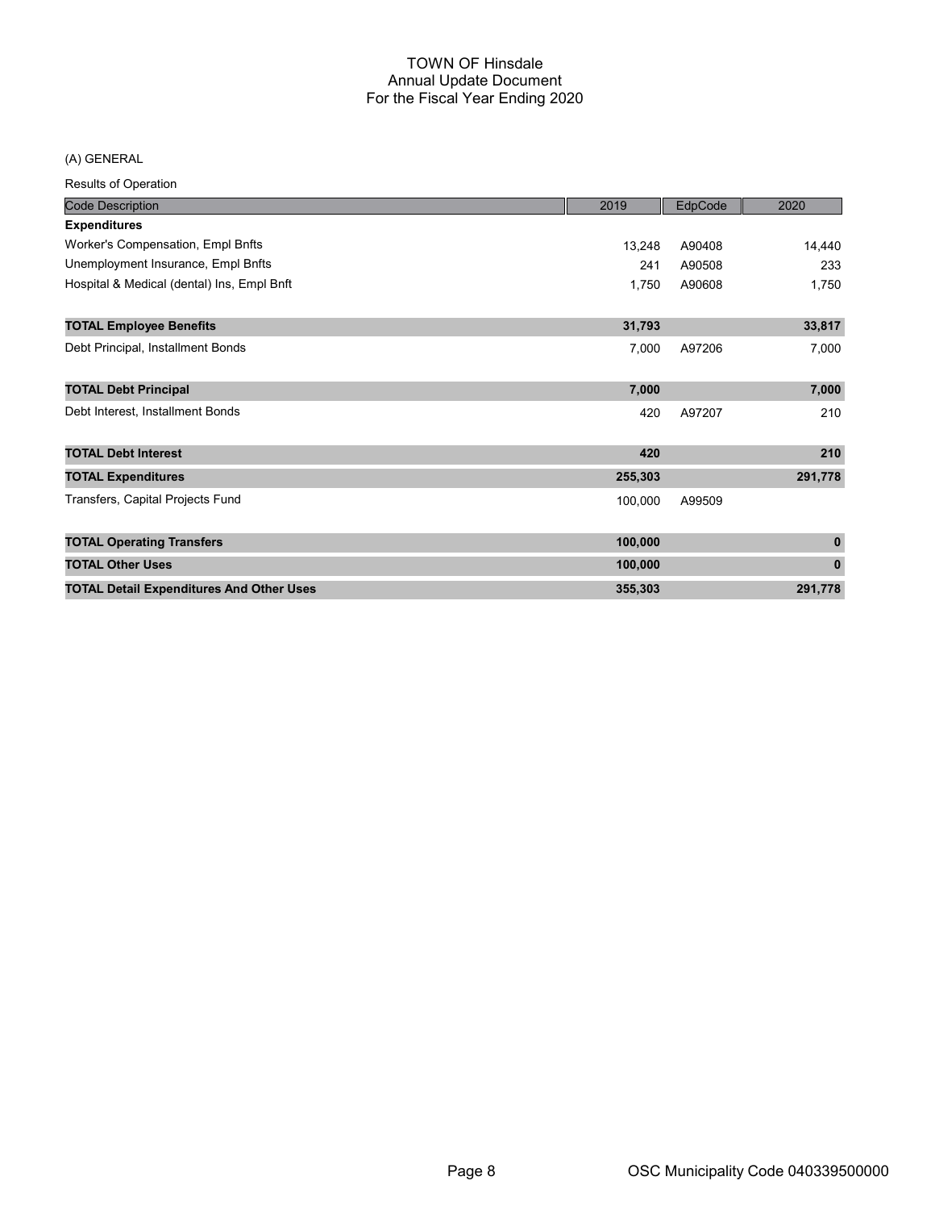# TOWN OF Hinsdale
## Annual Update Document
## For the Fiscal Year Ending 2020

(A) GENERAL

Results of Operation

| Code Description | 2019 | EdpCode | 2020 |
|---|---|---|---|
| **Expenditures** | | | |
| Worker's Compensation, Empl Bnfts | 13,248 | A90408 | 14,440 |
| Unemployment Insurance, Empl Bnfts | 241 | A90508 | 233 |
| Hospital & Medical (dental) Ins, Empl Bnft | 1,750 | A90608 | 1,750 |
| **TOTAL Employee Benefits** | **31,793** | | **33,817** |
| Debt Principal, Installment Bonds | 7,000 | A97206 | 7,000 |
| **TOTAL Debt Principal** | **7,000** | | **7,000** |
| Debt Interest, Installment Bonds | 420 | A97207 | 210 |
| **TOTAL Debt Interest** | **420** | | **210** |
| **TOTAL Expenditures** | **255,303** | | **291,778** |
| Transfers, Capital Projects Fund | 100,000 | A99509 | |
| **TOTAL Operating Transfers** | **100,000** | | **0** |
| **TOTAL Other Uses** | **100,000** | | **0** |
| **TOTAL Detail Expenditures And Other Uses** | **355,303** | | **291,778** |

OSC Municipality Code 040339500000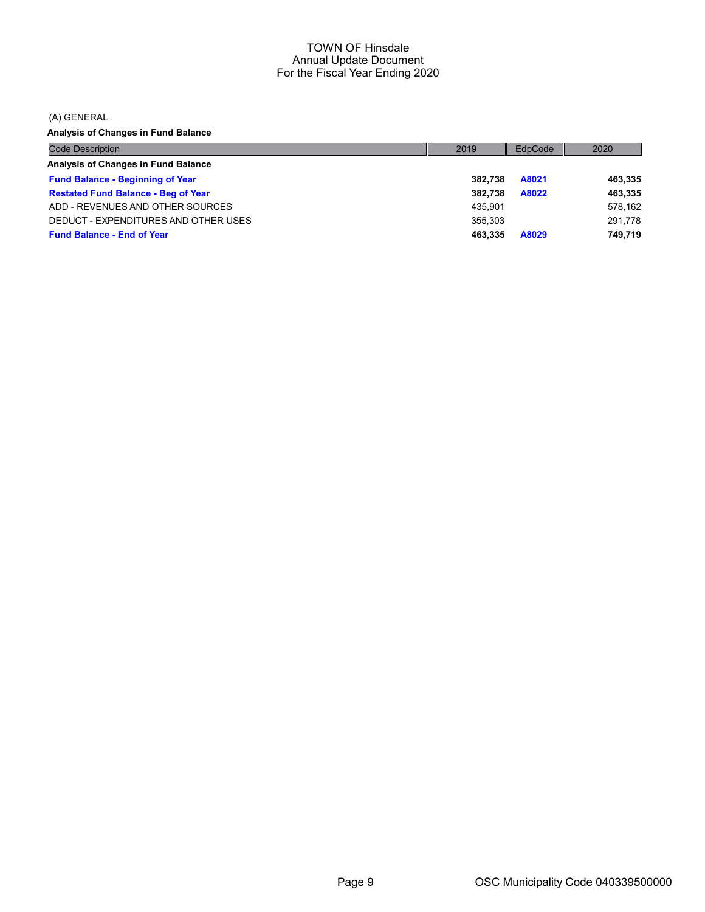# TOWN OF Hinsdale
## Annual Update Document
## For the Fiscal Year Ending 2020

(A) GENERAL

**Analysis of Changes in Fund Balance**

| Code Description | 2019 | EdpCode | 2020 |
|---|---|---|---|
| **Analysis of Changes in Fund Balance** | | | |
| **Fund Balance - Beginning of Year** | **382,738** | **A8021** | **463,335** |
| **Restated Fund Balance - Beg of Year** | **382,738** | **A8022** | **463,335** |
| ADD - REVENUES AND OTHER SOURCES | 435,901 | | 578,162 |
| DEDUCT - EXPENDITURES AND OTHER USES | 355,303 | | 291,778 |
| **Fund Balance - End of Year** | **463,335** | **A8029** | **749,719** |

OSC Municipality Code 040339500000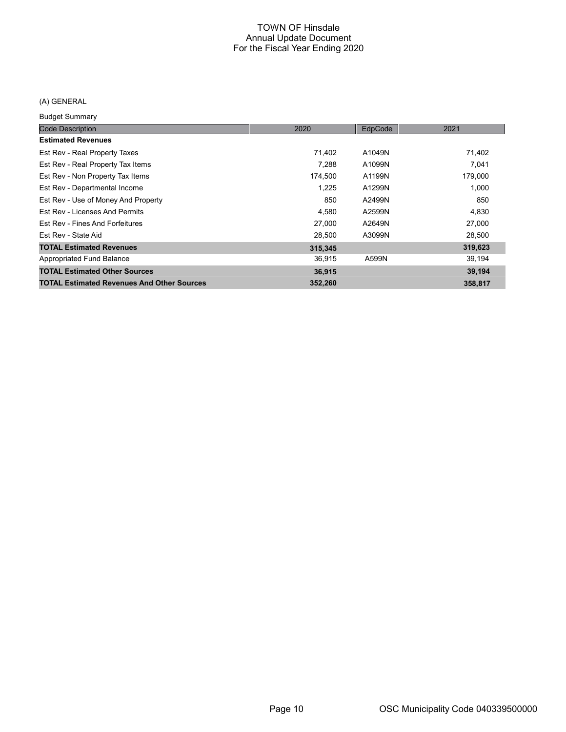# TOWN OF Hinsdale
## Annual Update Document
## For the Fiscal Year Ending 2020

(A) GENERAL

Budget Summary

| Code Description | 2020 | EdpCode | 2021 |
|---|---|---|---|
| **Estimated Revenues** | | | |
| Est Rev - Real Property Taxes | 71,402 | A1049N | 71,402 |
| Est Rev - Real Property Tax Items | 7,288 | A1099N | 7,041 |
| Est Rev - Non Property Tax Items | 174,500 | A1199N | 179,000 |
| Est Rev - Departmental Income | 1,225 | A1299N | 1,000 |
| Est Rev - Use of Money And Property | 850 | A2499N | 850 |
| Est Rev - Licenses And Permits | 4,580 | A2599N | 4,830 |
| Est Rev - Fines And Forfeitures | 27,000 | A2649N | 27,000 |
| Est Rev - State Aid | 28,500 | A3099N | 28,500 |
| **TOTAL Estimated Revenues** | **315,345** | | **319,623** |
| Appropriated Fund Balance | 36,915 | A599N | 39,194 |
| **TOTAL Estimated Other Sources** | **36,915** | | **39,194** |
| **TOTAL Estimated Revenues And Other Sources** | **352,260** | | **358,817** |

OSC Municipality Code 040339500000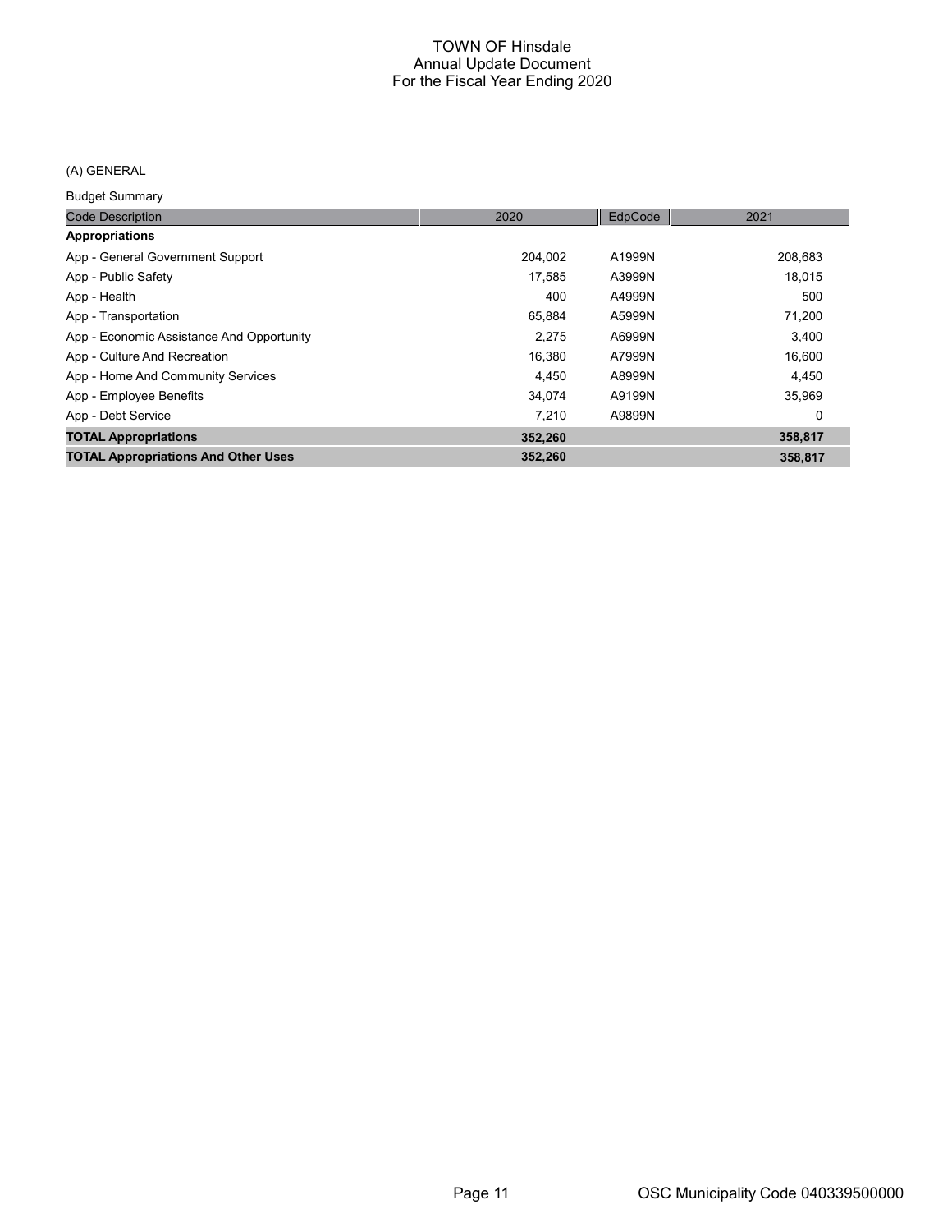# TOWN OF Hinsdale
## Annual Update Document
## For the Fiscal Year Ending 2020

(A) GENERAL

Budget Summary

| Code Description | 2020 | EdpCode | 2021 |
|---|---|---|---|
| **Appropriations** | | | |
| App - General Government Support | 204,002 | A1999N | 208,683 |
| App - Public Safety | 17,585 | A3999N | 18,015 |
| App - Health | 400 | A4999N | 500 |
| App - Transportation | 65,884 | A5999N | 71,200 |
| App - Economic Assistance And Opportunity | 2,275 | A6999N | 3,400 |
| App - Culture And Recreation | 16,380 | A7999N | 16,600 |
| App - Home And Community Services | 4,450 | A8999N | 4,450 |
| App - Employee Benefits | 34,074 | A9199N | 35,969 |
| App - Debt Service | 7,210 | A9899N | 0 |
| **TOTAL Appropriations** | **352,260** | | **358,817** |
| **TOTAL Appropriations And Other Uses** | **352,260** | | **358,817** |

OSC Municipality Code 040339500000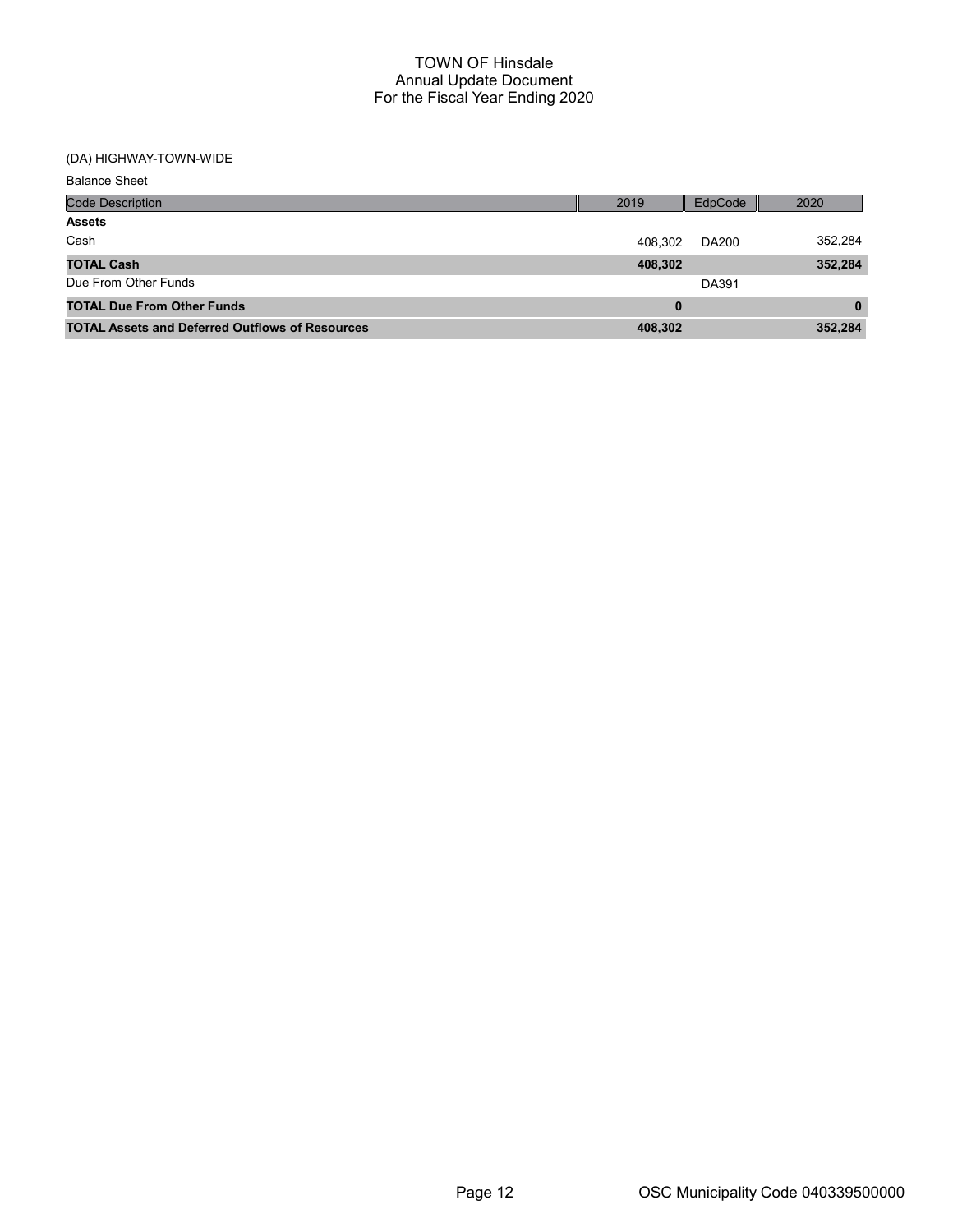# TOWN OF Hinsdale
## Annual Update Document
## For the Fiscal Year Ending 2020

(DA) HIGHWAY-TOWN-WIDE

Balance Sheet

| Code Description | 2019 | EdpCode | 2020 |
|---|---|---|---|
| **Assets** | | | |
| Cash | 408,302 | DA200 | 352,284 |
| **TOTAL Cash** | **408,302** | | **352,284** |
| Due From Other Funds | | DA391 | |
| **TOTAL Due From Other Funds** | **0** | | **0** |
| **TOTAL Assets and Deferred Outflows of Resources** | **408,302** | | **352,284** |

OSC Municipality Code 040339500000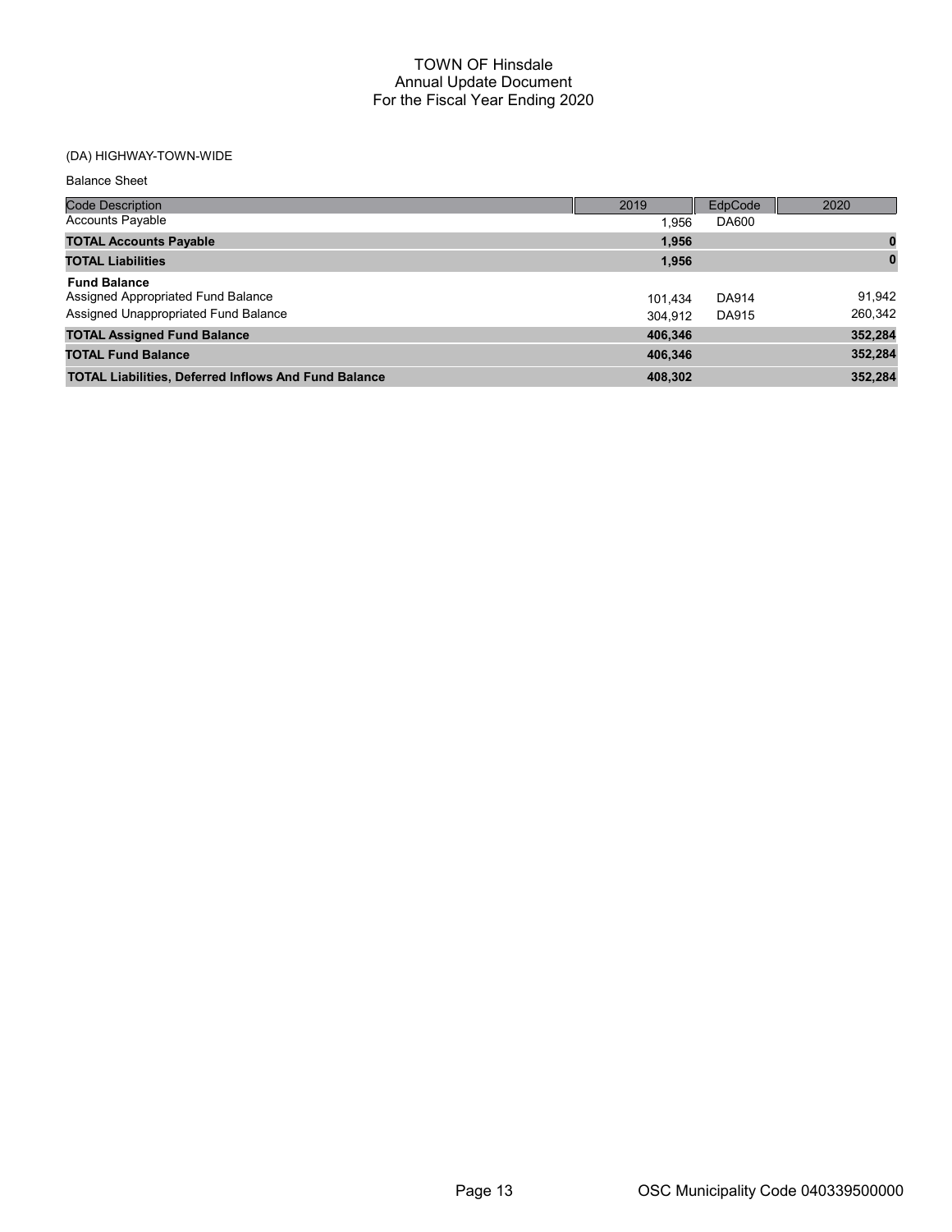# TOWN OF Hinsdale
## Annual Update Document
## For the Fiscal Year Ending 2020

(DA) HIGHWAY-TOWN-WIDE

Balance Sheet

| Code Description | 2019 | EdpCode | 2020 |
|---|---|---|---|
| Accounts Payable | 1,956 | DA600 | |
| **TOTAL Accounts Payable** | **1,956** | | **0** |
| **TOTAL Liabilities** | **1,956** | | **0** |
| **Fund Balance** | | | |
| Assigned Appropriated Fund Balance | 101,434 | DA914 | 91,942 |
| Assigned Unappropriated Fund Balance | 304,912 | DA915 | 260,342 |
| **TOTAL Assigned Fund Balance** | **406,346** | | **352,284** |
| **TOTAL Fund Balance** | **406,346** | | **352,284** |
| **TOTAL Liabilities, Deferred Inflows And Fund Balance** | **408,302** | | **352,284** |

OSC Municipality Code 040339500000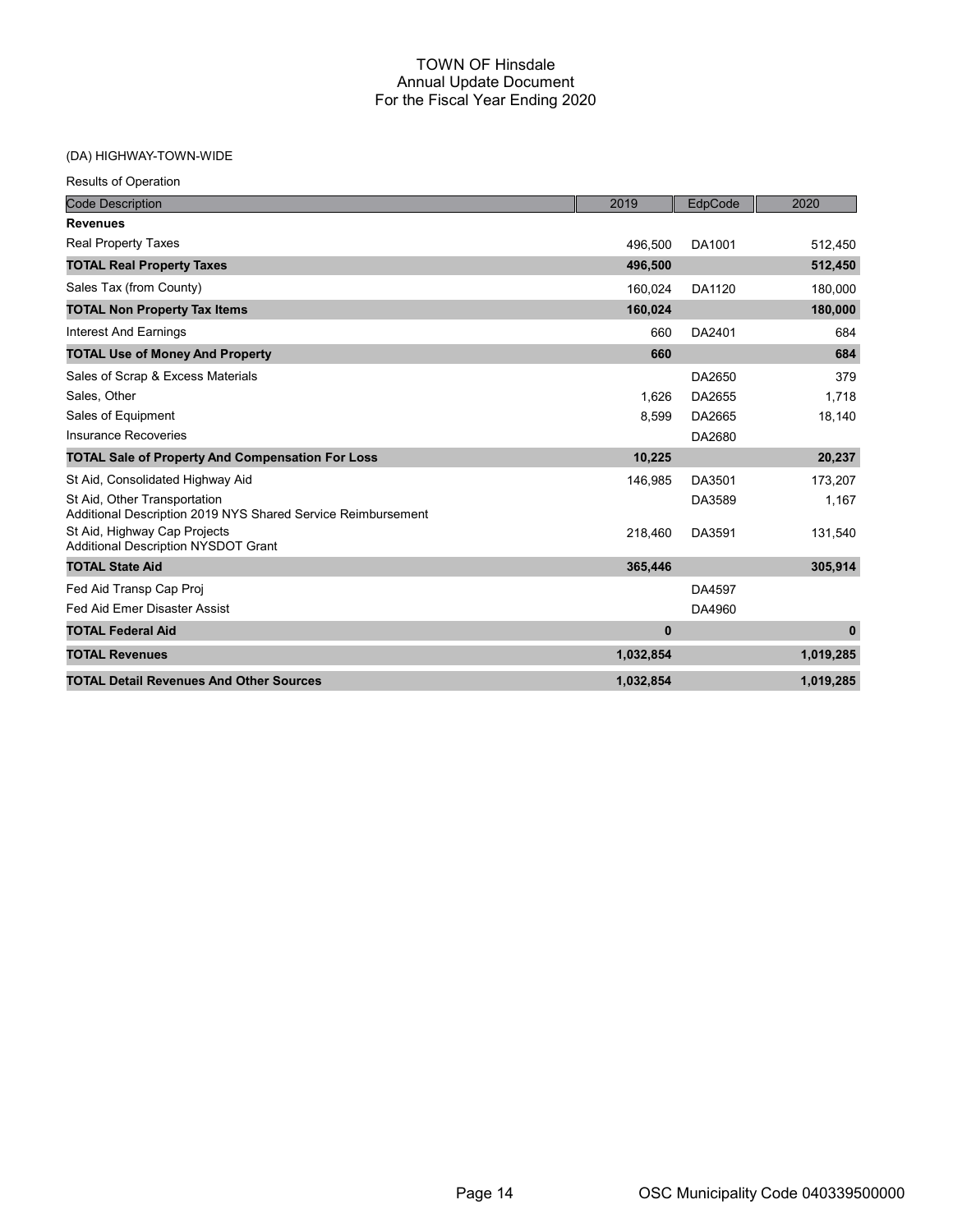# TOWN OF Hinsdale
## Annual Update Document
## For the Fiscal Year Ending 2020

(DA) HIGHWAY-TOWN-WIDE

Results of Operation

| Code Description | 2019 | EdpCode | 2020 |
|---|---|---|---|
| **Revenues** | | | |
| Real Property Taxes | 496,500 | DA1001 | 512,450 |
| **TOTAL Real Property Taxes** | **496,500** | | **512,450** |
| Sales Tax (from County) | 160,024 | DA1120 | 180,000 |
| **TOTAL Non Property Tax Items** | **160,024** | | **180,000** |
| Interest And Earnings | 660 | DA2401 | 684 |
| **TOTAL Use of Money And Property** | **660** | | **684** |
| Sales of Scrap & Excess Materials | | DA2650 | 379 |
| Sales, Other | 1,626 | DA2655 | 1,718 |
| Sales of Equipment | 8,599 | DA2665 | 18,140 |
| Insurance Recoveries | | DA2680 | |
| **TOTAL Sale of Property And Compensation For Loss** | **10,225** | | **20,237** |
| St Aid, Consolidated Highway Aid | 146,985 | DA3501 | 173,207 |
| St Aid, Other Transportation<br>Additional Description 2019 NYS Shared Service Reimbursement | | DA3589 | 1,167 |
| St Aid, Highway Cap Projects<br>Additional Description NYSDOT Grant | 218,460 | DA3591 | 131,540 |
| **TOTAL State Aid** | **365,446** | | **305,914** |
| Fed Aid Transp Cap Proj | | DA4597 | |
| Fed Aid Emer Disaster Assist | | DA4960 | |
| **TOTAL Federal Aid** | **0** | | **0** |
| **TOTAL Revenues** | **1,032,854** | | **1,019,285** |
| **TOTAL Detail Revenues And Other Sources** | **1,032,854** | | **1,019,285** |

OSC Municipality Code 040339500000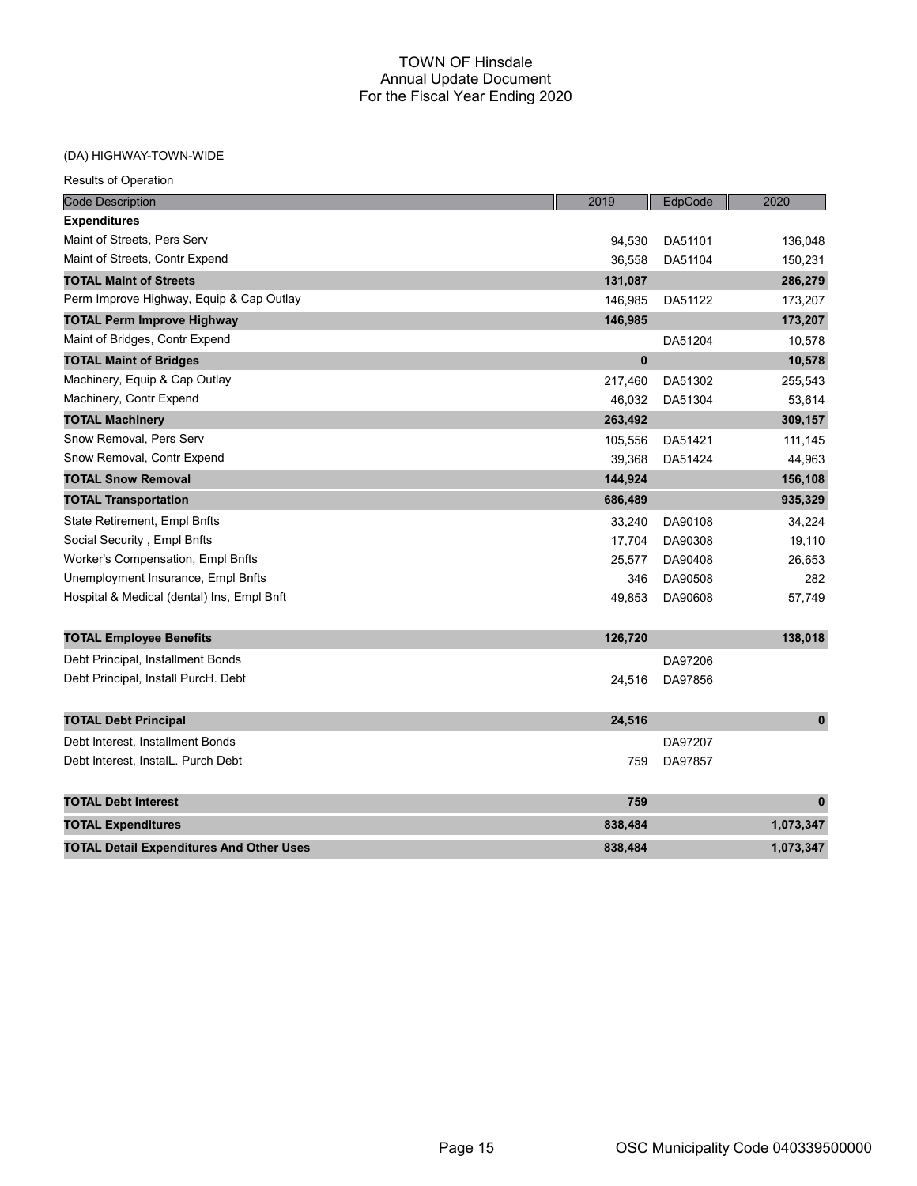# TOWN OF Hinsdale
## Annual Update Document
## For the Fiscal Year Ending 2020

(DA) HIGHWAY-TOWN-WIDE

Results of Operation

| Code Description | 2019 | EdpCode | 2020 |
|---|---|---|---|
| **Expenditures** | | | |
| Maint of Streets, Pers Serv | 94,530 | DA51101 | 136,048 |
| Maint of Streets, Contr Expend | 36,558 | DA51104 | 150,231 |
| **TOTAL Maint of Streets** | **131,087** | | **286,279** |
| Perm Improve Highway, Equip & Cap Outlay | 146,985 | DA51122 | 173,207 |
| **TOTAL Perm Improve Highway** | **146,985** | | **173,207** |
| Maint of Bridges, Contr Expend | | DA51204 | 10,578 |
| **TOTAL Maint of Bridges** | **0** | | **10,578** |
| Machinery, Equip & Cap Outlay | 217,460 | DA51302 | 255,543 |
| Machinery, Contr Expend | 46,032 | DA51304 | 53,614 |
| **TOTAL Machinery** | **263,492** | | **309,157** |
| Snow Removal, Pers Serv | 105,556 | DA51421 | 111,145 |
| Snow Removal, Contr Expend | 39,368 | DA51424 | 44,963 |
| **TOTAL Snow Removal** | **144,924** | | **156,108** |
| **TOTAL Transportation** | **686,489** | | **935,329** |
| State Retirement, Empl Bnfts | 33,240 | DA90108 | 34,224 |
| Social Security , Empl Bnfts | 17,704 | DA90308 | 19,110 |
| Worker's Compensation, Empl Bnfts | 25,577 | DA90408 | 26,653 |
| Unemployment Insurance, Empl Bnfts | 346 | DA90508 | 282 |
| Hospital & Medical (dental) Ins, Empl Bnft | 49,853 | DA90608 | 57,749 |
| **TOTAL Employee Benefits** | **126,720** | | **138,018** |
| Debt Principal, Installment Bonds | | DA97206 | |
| Debt Principal, Install PurcH. Debt | 24,516 | DA97856 | |
| **TOTAL Debt Principal** | **24,516** | | **0** |
| Debt Interest, Installment Bonds | | DA97207 | |
| Debt Interest, InstalL. Purch Debt | 759 | DA97857 | |
| **TOTAL Debt Interest** | **759** | | **0** |
| **TOTAL Expenditures** | **838,484** | | **1,073,347** |
| **TOTAL Detail Expenditures And Other Uses** | **838,484** | | **1,073,347** |

OSC Municipality Code 040339500000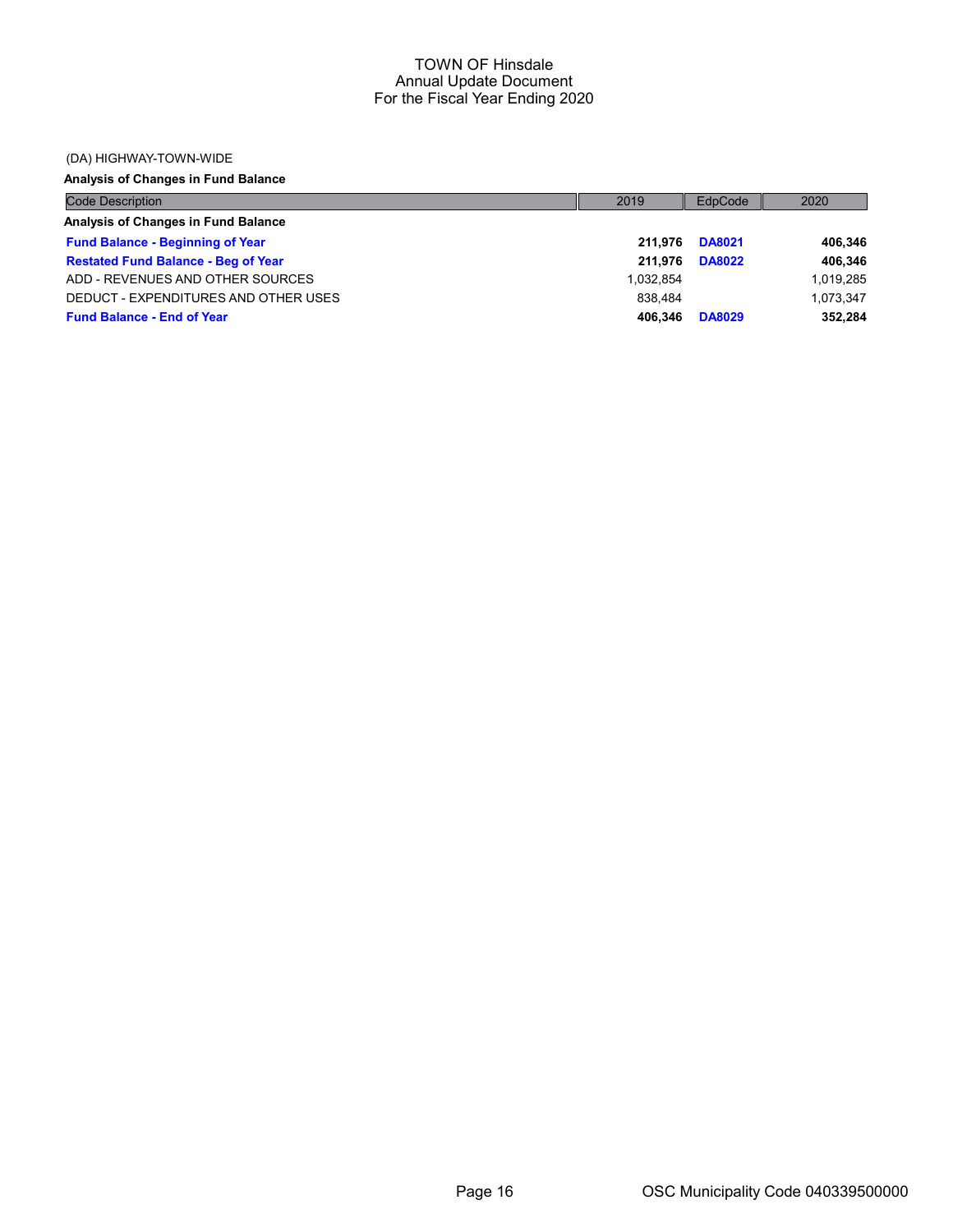# TOWN OF Hinsdale
## Annual Update Document
## For the Fiscal Year Ending 2020

(DA) HIGHWAY-TOWN-WIDE

**Analysis of Changes in Fund Balance**

| Code Description | 2019 | EdpCode | 2020 |
|---|---|---|---|
| **Analysis of Changes in Fund Balance** | | | |
| **Fund Balance - Beginning of Year** | **211,976** | **DA8021** | **406,346** |
| **Restated Fund Balance - Beg of Year** | **211,976** | **DA8022** | **406,346** |
| ADD - REVENUES AND OTHER SOURCES | 1,032,854 | | 1,019,285 |
| DEDUCT - EXPENDITURES AND OTHER USES | 838,484 | | 1,073,347 |
| **Fund Balance - End of Year** | **406,346** | **DA8029** | **352,284** |

OSC Municipality Code 040339500000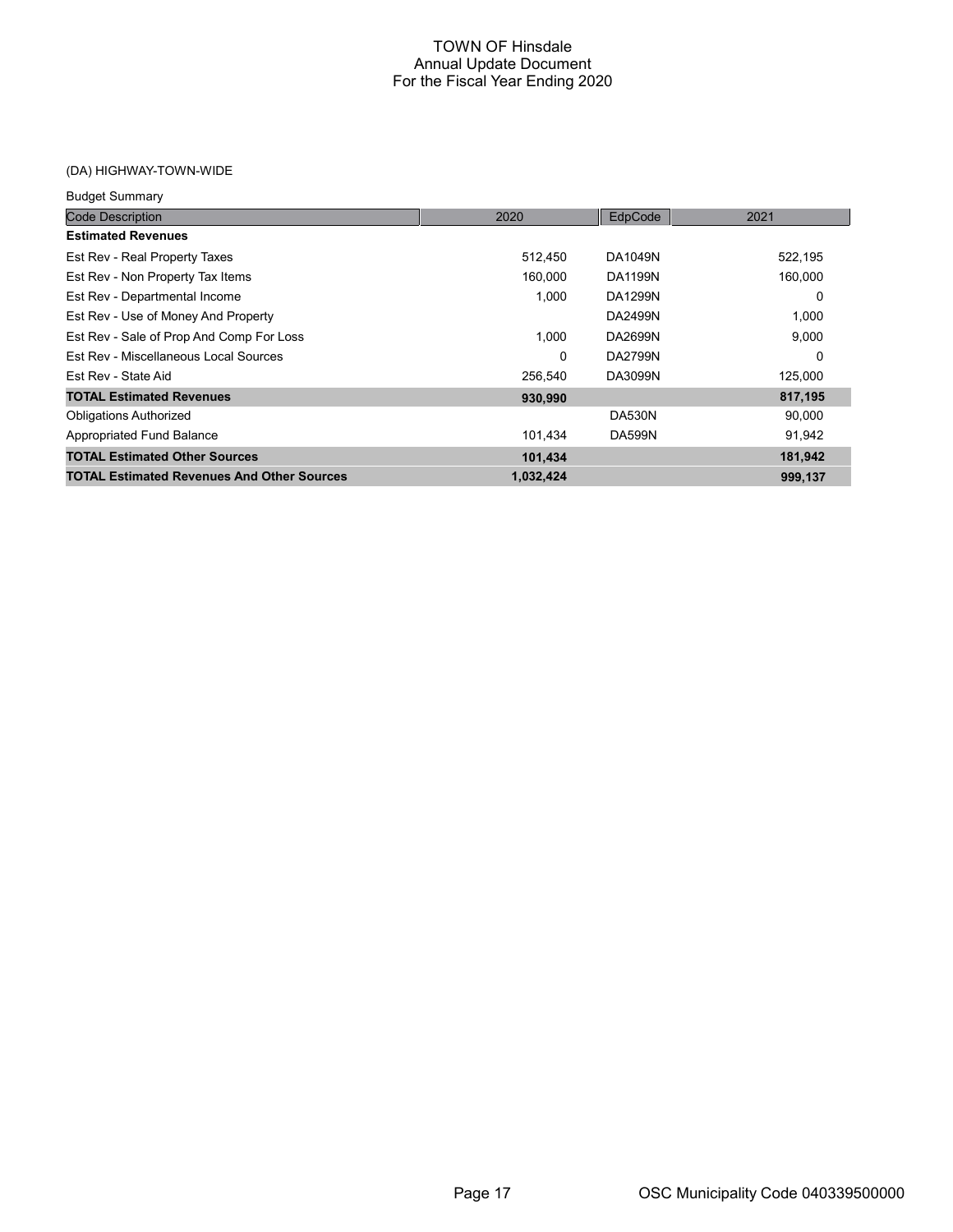# TOWN OF Hinsdale
## Annual Update Document
## For the Fiscal Year Ending 2020

(DA) HIGHWAY-TOWN-WIDE

Budget Summary

| Code Description | 2020 | EdpCode | 2021 |
|---|---|---|---|
| **Estimated Revenues** | | | |
| Est Rev - Real Property Taxes | 512,450 | DA1049N | 522,195 |
| Est Rev - Non Property Tax Items | 160,000 | DA1199N | 160,000 |
| Est Rev - Departmental Income | 1,000 | DA1299N | 0 |
| Est Rev - Use of Money And Property | | DA2499N | 1,000 |
| Est Rev - Sale of Prop And Comp For Loss | 1,000 | DA2699N | 9,000 |
| Est Rev - Miscellaneous Local Sources | 0 | DA2799N | 0 |
| Est Rev - State Aid | 256,540 | DA3099N | 125,000 |
| **TOTAL Estimated Revenues** | **930,990** | | **817,195** |
| Obligations Authorized | | DA530N | 90,000 |
| Appropriated Fund Balance | 101,434 | DA599N | 91,942 |
| **TOTAL Estimated Other Sources** | **101,434** | | **181,942** |
| **TOTAL Estimated Revenues And Other Sources** | **1,032,424** | | **999,137** |

OSC Municipality Code 040339500000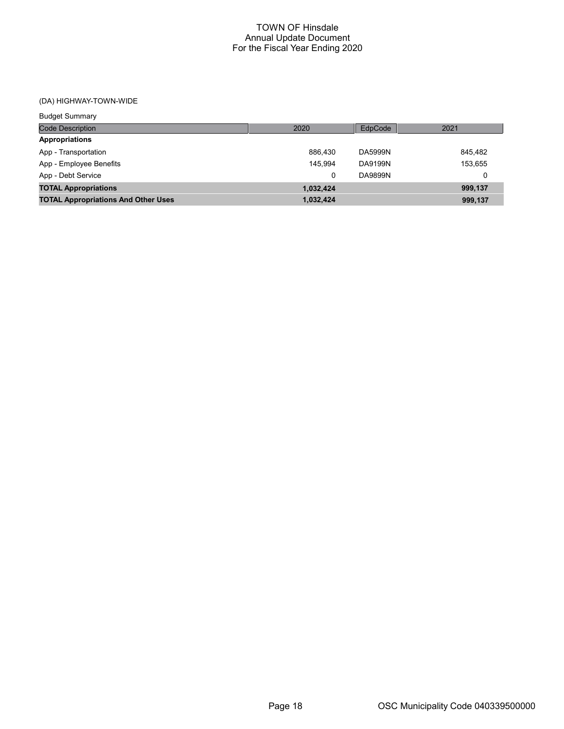# TOWN OF Hinsdale
## Annual Update Document
## For the Fiscal Year Ending 2020

(DA) HIGHWAY-TOWN-WIDE

Budget Summary

| Code Description | 2020 | EdpCode | 2021 |
|---|---|---|---|
| **Appropriations** | | | |
| App - Transportation | 886,430 | DA5999N | 845,482 |
| App - Employee Benefits | 145,994 | DA9199N | 153,655 |
| App - Debt Service | 0 | DA9899N | 0 |
| **TOTAL Appropriations** | **1,032,424** | | **999,137** |
| **TOTAL Appropriations And Other Uses** | **1,032,424** | | **999,137** |

OSC Municipality Code 040339500000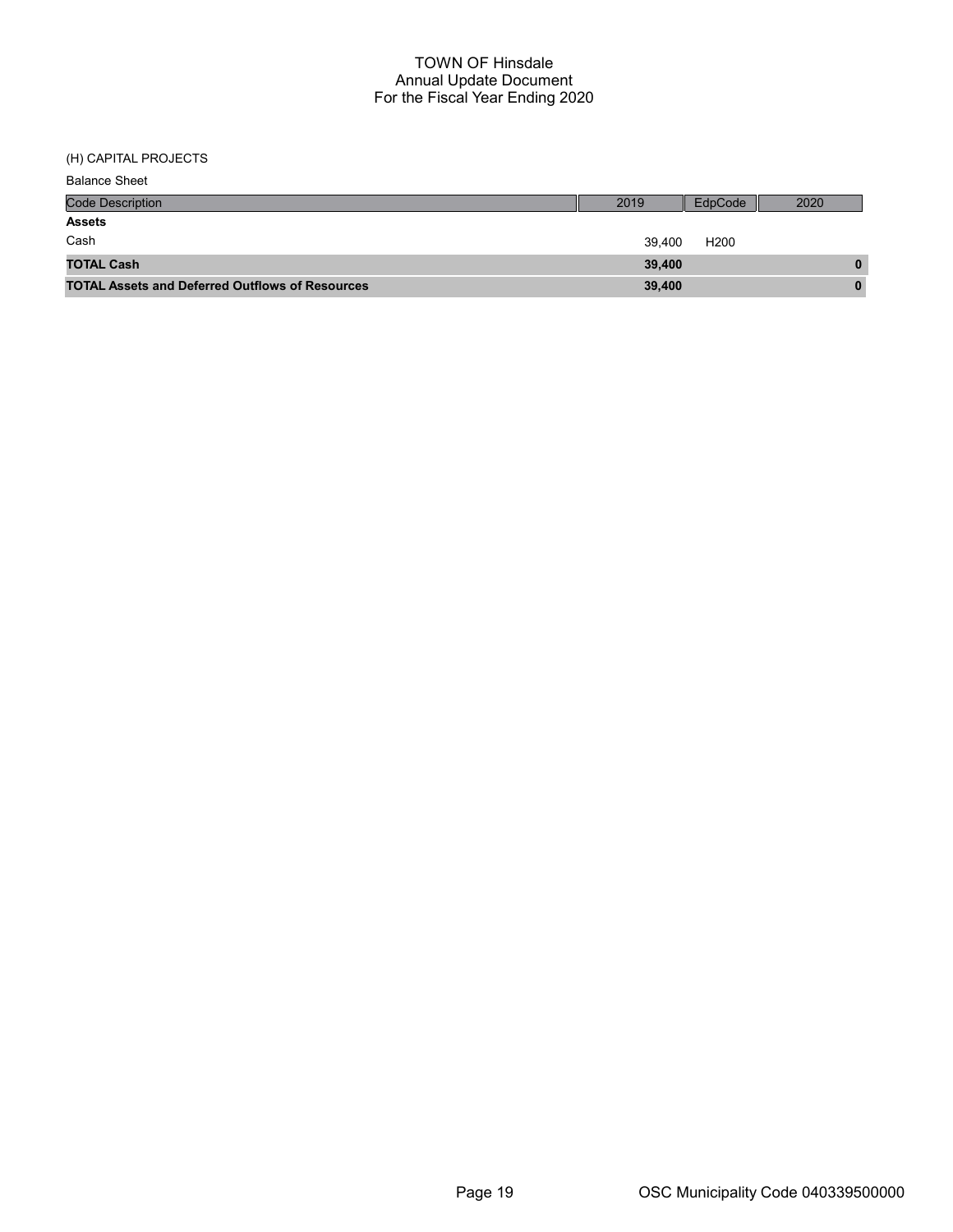# TOWN OF Hinsdale
## Annual Update Document
## For the Fiscal Year Ending 2020

(H) CAPITAL PROJECTS

Balance Sheet

| Code Description | 2019 | EdpCode | 2020 |
|---|---|---|---|
| **Assets** | | | |
| Cash | 39,400 | H200 | |
| **TOTAL Cash** | **39,400** | | **0** |
| **TOTAL Assets and Deferred Outflows of Resources** | **39,400** | | **0** |

OSC Municipality Code 040339500000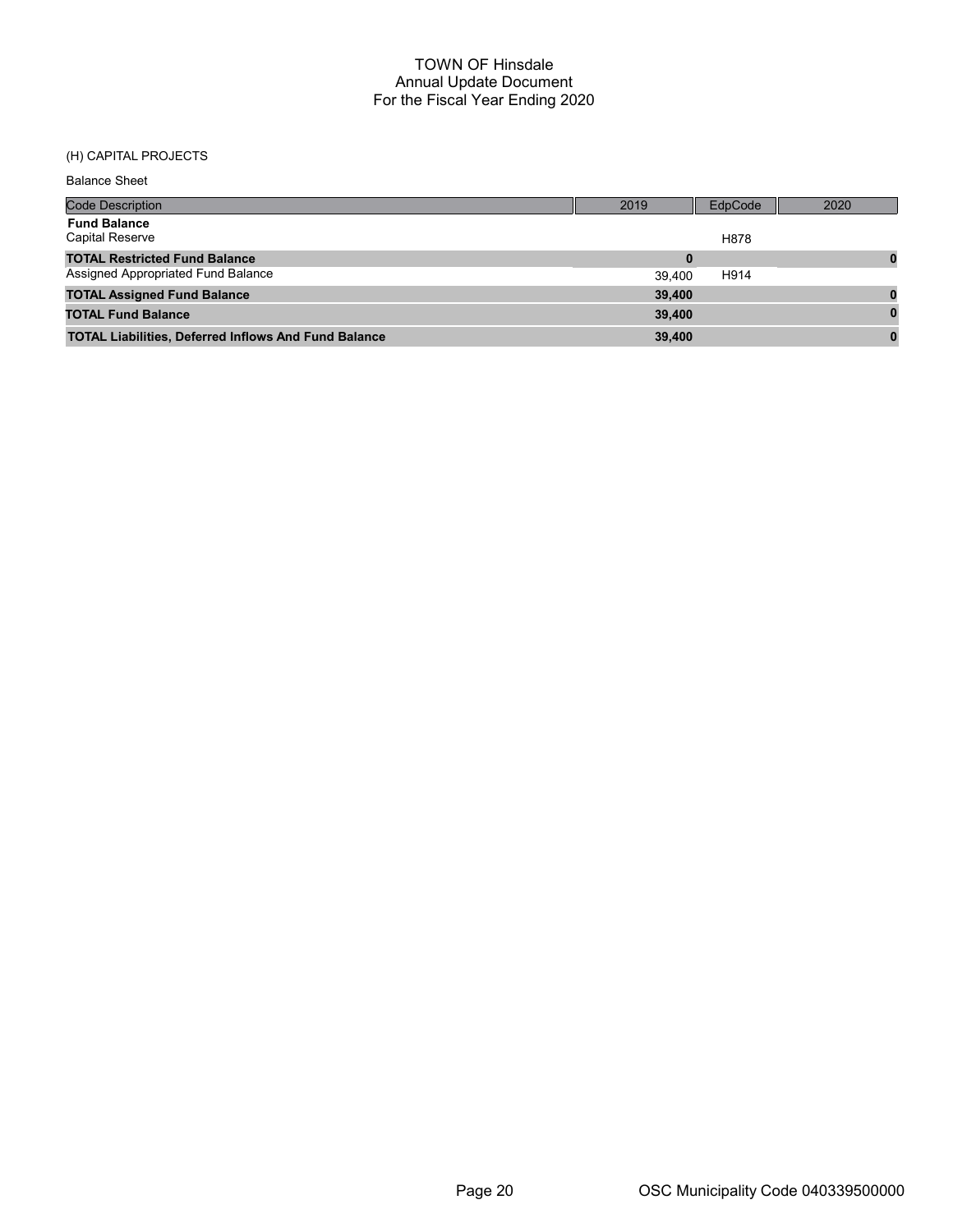# TOWN OF Hinsdale
## Annual Update Document
## For the Fiscal Year Ending 2020

(H) CAPITAL PROJECTS

Balance Sheet

| Code Description | 2019 | EdpCode | 2020 |
|---|---|---|---|
| **Fund Balance** | | | |
| Capital Reserve | | H878 | |
| **TOTAL Restricted Fund Balance** | **0** | | **0** |
| Assigned Appropriated Fund Balance | 39,400 | H914 | |
| **TOTAL Assigned Fund Balance** | **39,400** | | **0** |
| **TOTAL Fund Balance** | **39,400** | | **0** |
| **TOTAL Liabilities, Deferred Inflows And Fund Balance** | **39,400** | | **0** |

OSC Municipality Code 040339500000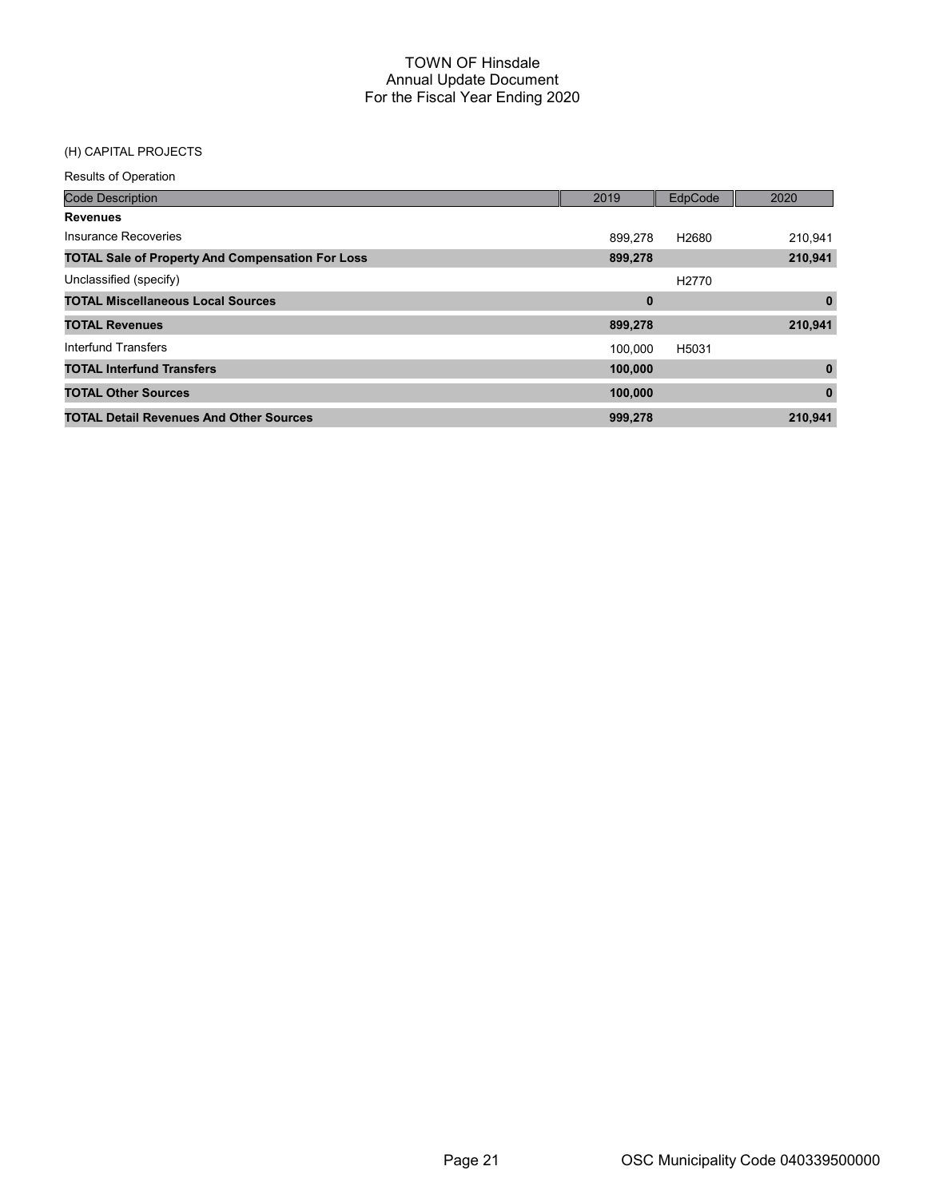# TOWN OF Hinsdale
## Annual Update Document
## For the Fiscal Year Ending 2020

(H) CAPITAL PROJECTS

Results of Operation

| Code Description | 2019 | EdpCode | 2020 |
|---|---|---|---|
| **Revenues** | | | |
| Insurance Recoveries | 899,278 | H2680 | 210,941 |
| **TOTAL Sale of Property And Compensation For Loss** | **899,278** | | **210,941** |
| Unclassified (specify) | | H2770 | |
| **TOTAL Miscellaneous Local Sources** | **0** | | **0** |
| **TOTAL Revenues** | **899,278** | | **210,941** |
| Interfund Transfers | 100,000 | H5031 | |
| **TOTAL Interfund Transfers** | **100,000** | | **0** |
| **TOTAL Other Sources** | **100,000** | | **0** |
| **TOTAL Detail Revenues And Other Sources** | **999,278** | | **210,941** |

OSC Municipality Code 040339500000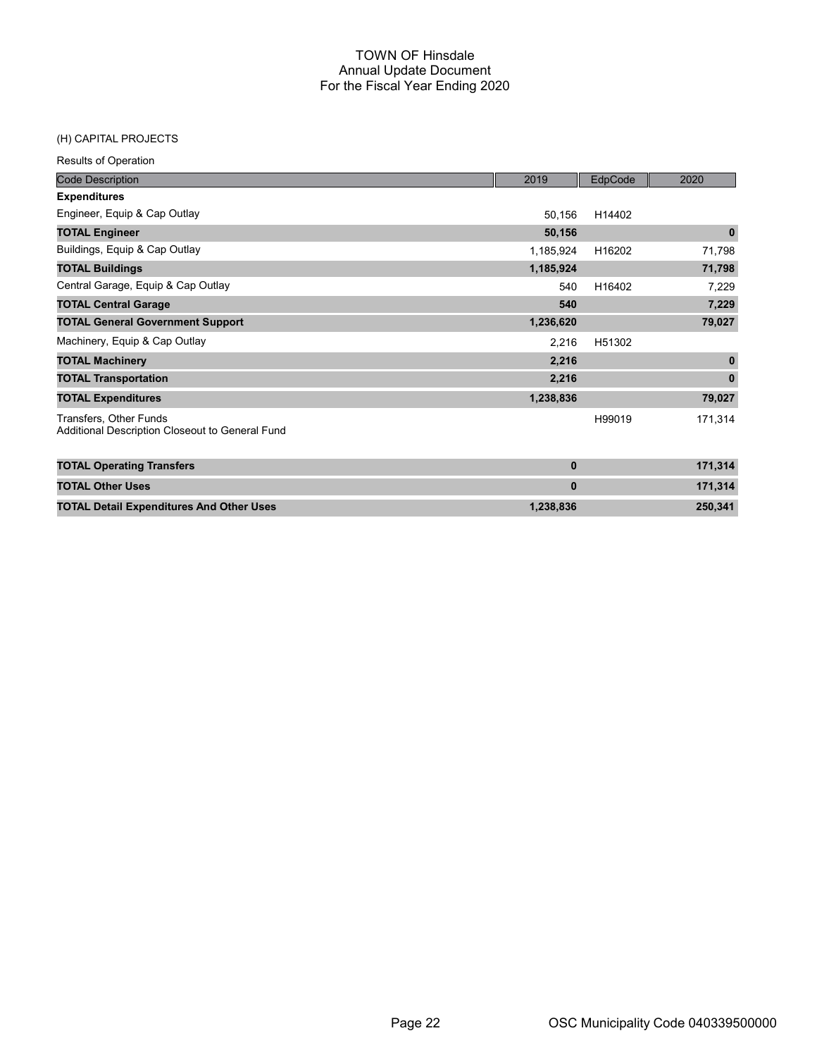# TOWN OF Hinsdale
## Annual Update Document
## For the Fiscal Year Ending 2020

(H) CAPITAL PROJECTS

Results of Operation

| Code Description | 2019 | EdpCode | 2020 |
|---|---|---|---|
| **Expenditures** | | | |
| Engineer, Equip & Cap Outlay | 50,156 | H14402 | |
| **TOTAL Engineer** | **50,156** | | **0** |
| Buildings, Equip & Cap Outlay | 1,185,924 | H16202 | 71,798 |
| **TOTAL Buildings** | **1,185,924** | | **71,798** |
| Central Garage, Equip & Cap Outlay | 540 | H16402 | 7,229 |
| **TOTAL Central Garage** | **540** | | **7,229** |
| **TOTAL General Government Support** | **1,236,620** | | **79,027** |
| Machinery, Equip & Cap Outlay | 2,216 | H51302 | |
| **TOTAL Machinery** | **2,216** | | **0** |
| **TOTAL Transportation** | **2,216** | | **0** |
| **TOTAL Expenditures** | **1,238,836** | | **79,027** |
| Transfers, Other Funds<br>Additional Description Closeout to General Fund | | H99019 | 171,314 |
| **TOTAL Operating Transfers** | **0** | | **171,314** |
| **TOTAL Other Uses** | **0** | | **171,314** |
| **TOTAL Detail Expenditures And Other Uses** | **1,238,836** | | **250,341** |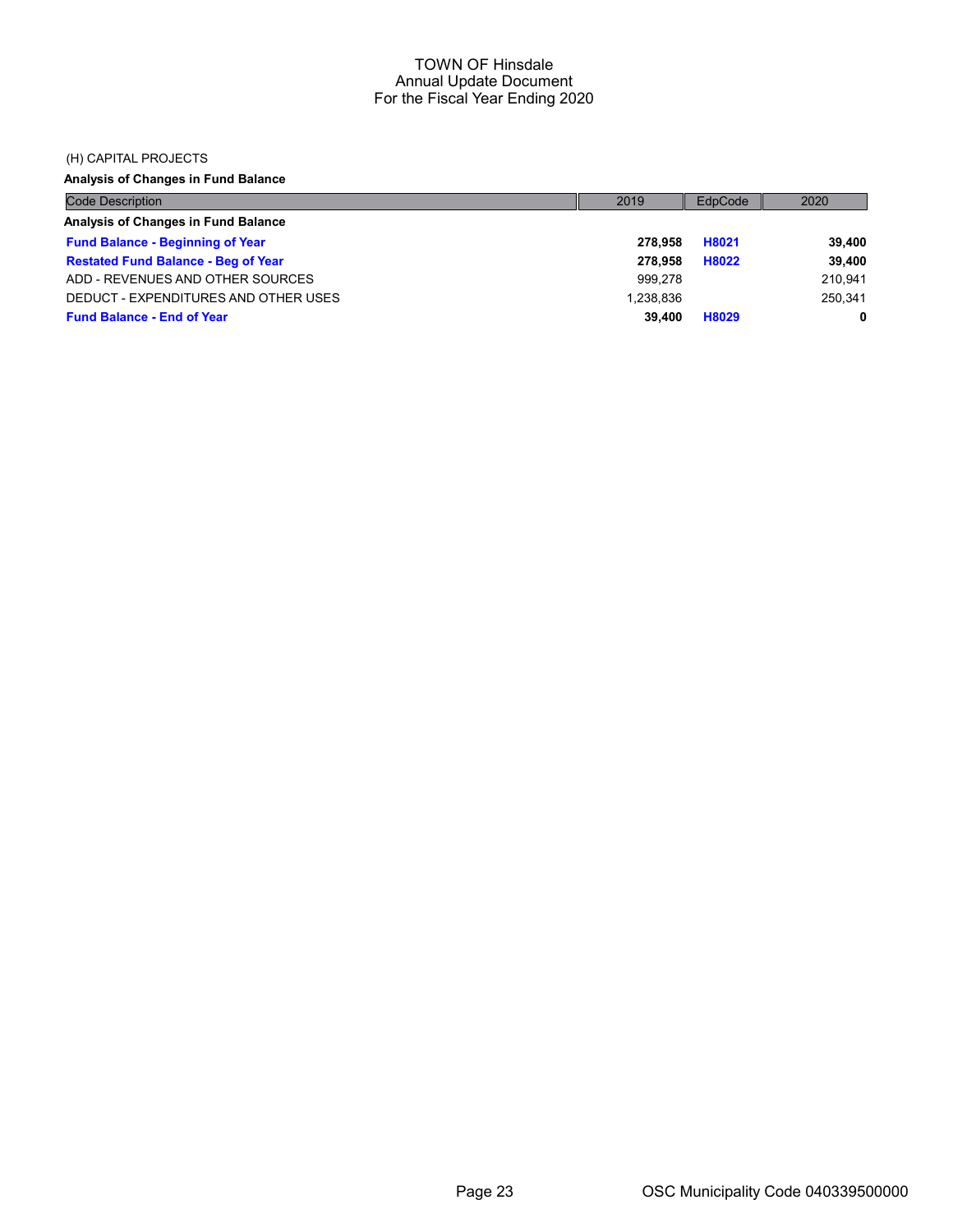TOWN OF Hinsdale
Annual Update Document
For the Fiscal Year Ending 2020

(H) CAPITAL PROJECTS

**Analysis of Changes in Fund Balance**

| Code Description | 2019 | EdpCode | 2020 |
|---|---|---|---|
| **Analysis of Changes in Fund Balance** | | | |
| **Fund Balance - Beginning of Year** | **278,958** | **H8021** | **39,400** |
| **Restated Fund Balance - Beg of Year** | **278,958** | **H8022** | **39,400** |
| ADD - REVENUES AND OTHER SOURCES | 999,278 | | 210,941 |
| DEDUCT - EXPENDITURES AND OTHER USES | 1,238,836 | | 250,341 |
| **Fund Balance - End of Year** | **39,400** | **H8029** | **0** |

OSC Municipality Code 040339500000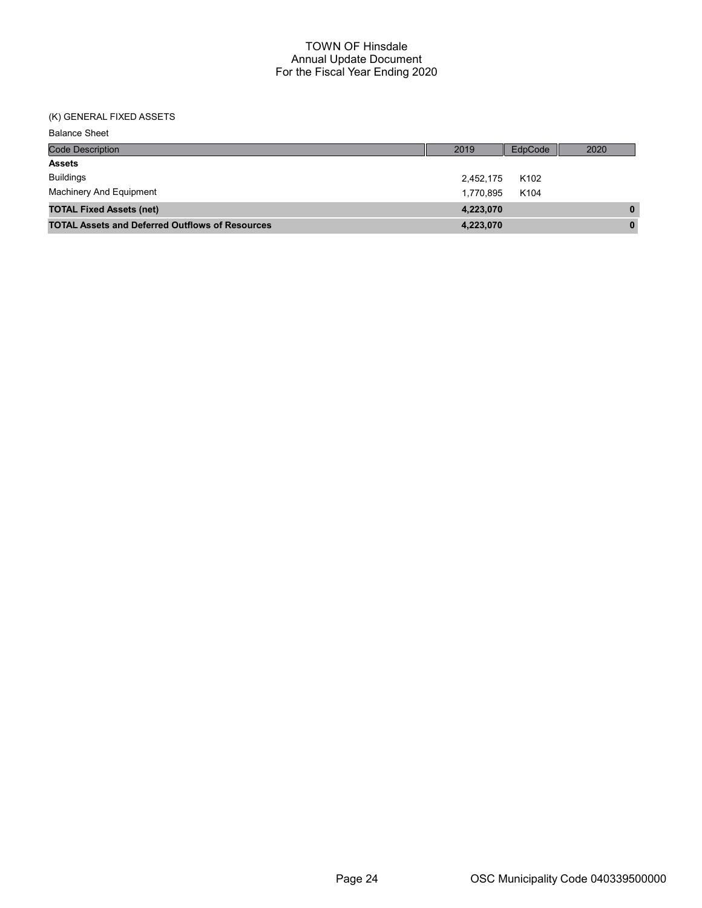# TOWN OF Hinsdale
## Annual Update Document
## For the Fiscal Year Ending 2020

(K) GENERAL FIXED ASSETS

Balance Sheet

| Code Description | 2019 | EdpCode | 2020 |
|---|---|---|---|
| **Assets** | | | |
| Buildings | 2,452,175 | K102 | |
| Machinery And Equipment | 1,770,895 | K104 | |
| **TOTAL Fixed Assets (net)** | **4,223,070** | | **0** |
| **TOTAL Assets and Deferred Outflows of Resources** | **4,223,070** | | **0** |

OSC Municipality Code 040339500000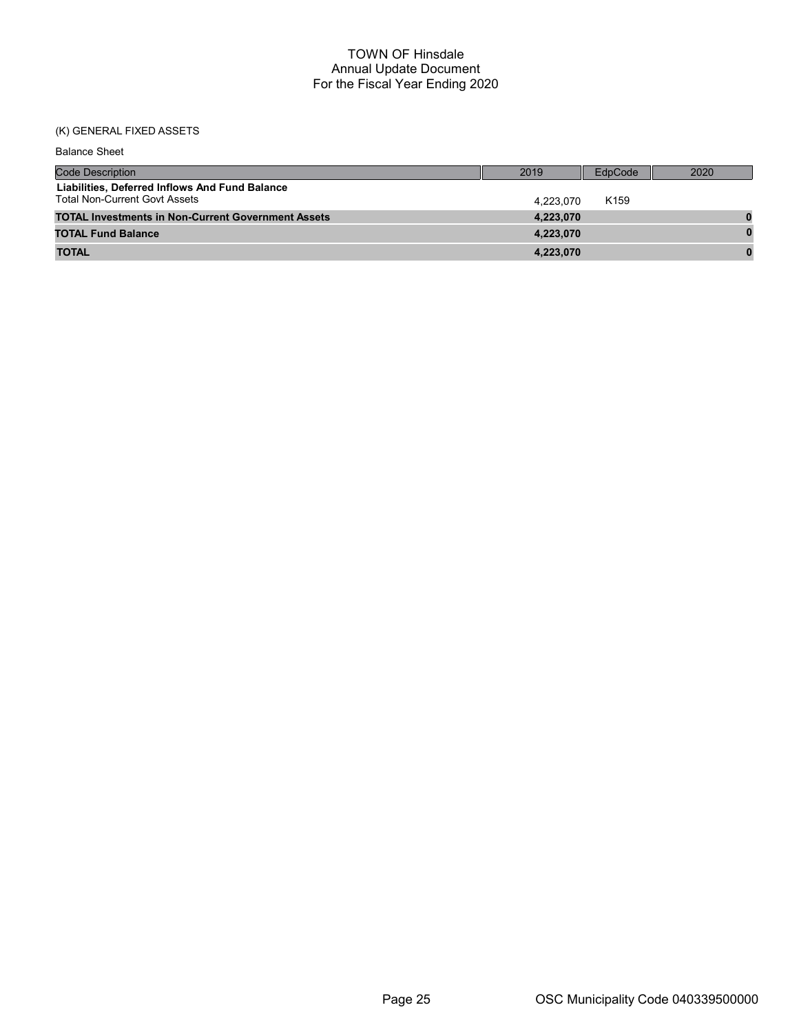# TOWN OF Hinsdale
## Annual Update Document
## For the Fiscal Year Ending 2020

(K) GENERAL FIXED ASSETS

Balance Sheet

| Code Description | 2019 | EdpCode | 2020 |
|---|---|---|---|
| **Liabilities, Deferred Inflows And Fund Balance** | | | |
| Total Non-Current Govt Assets | 4,223,070 | K159 | |
| **TOTAL Investments in Non-Current Government Assets** | **4,223,070** | | **0** |
| **TOTAL Fund Balance** | **4,223,070** | | **0** |
| **TOTAL** | **4,223,070** | | **0** |

OSC Municipality Code 040339500000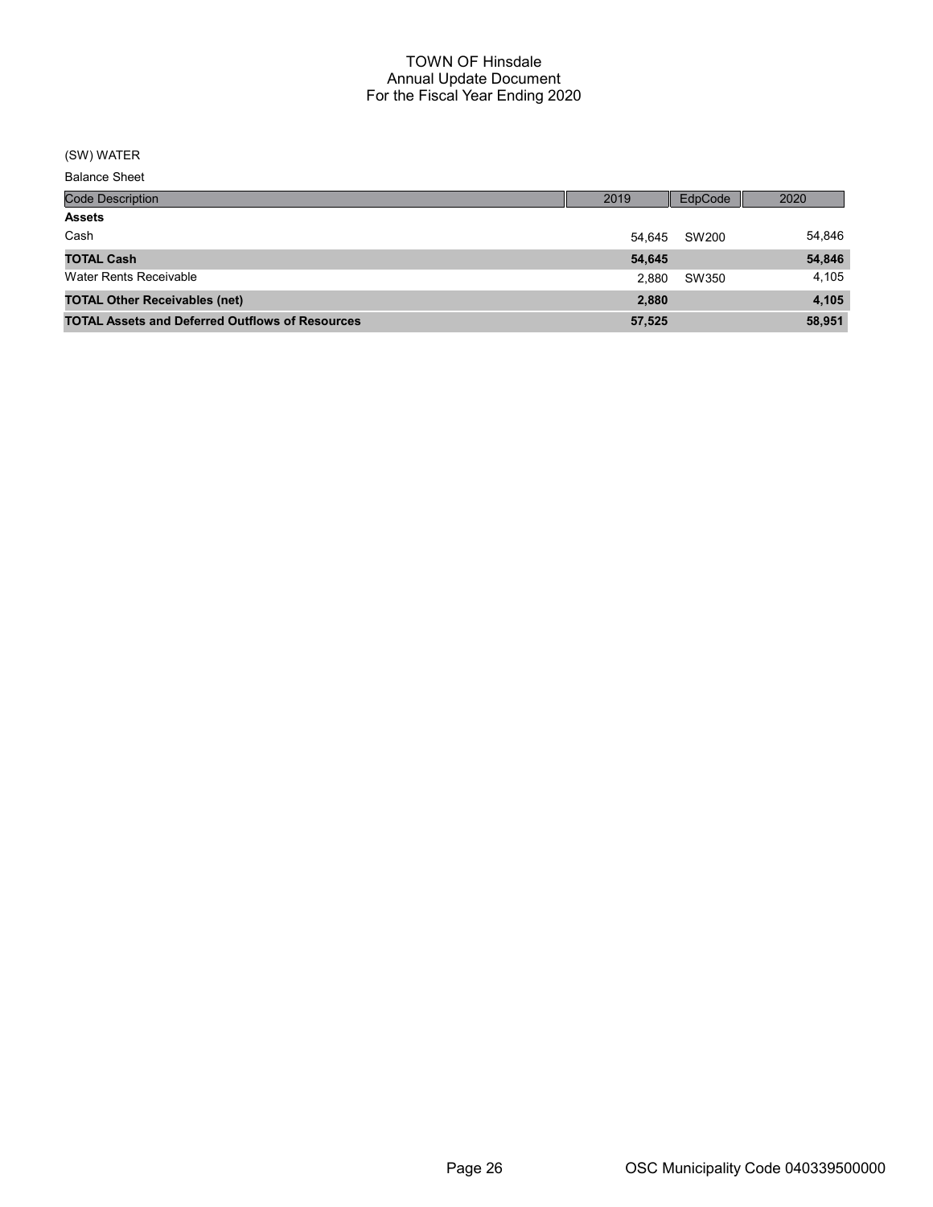# TOWN OF Hinsdale
## Annual Update Document
## For the Fiscal Year Ending 2020

(SW) WATER

Balance Sheet

| Code Description | 2019 | EdpCode | 2020 |
|---|---|---|---|
| **Assets** | | | |
| Cash | 54,645 | SW200 | 54,846 |
| **TOTAL Cash** | **54,645** | | **54,846** |
| Water Rents Receivable | 2,880 | SW350 | 4,105 |
| **TOTAL Other Receivables (net)** | **2,880** | | **4,105** |
| **TOTAL Assets and Deferred Outflows of Resources** | **57,525** | | **58,951** |

OSC Municipality Code 040339500000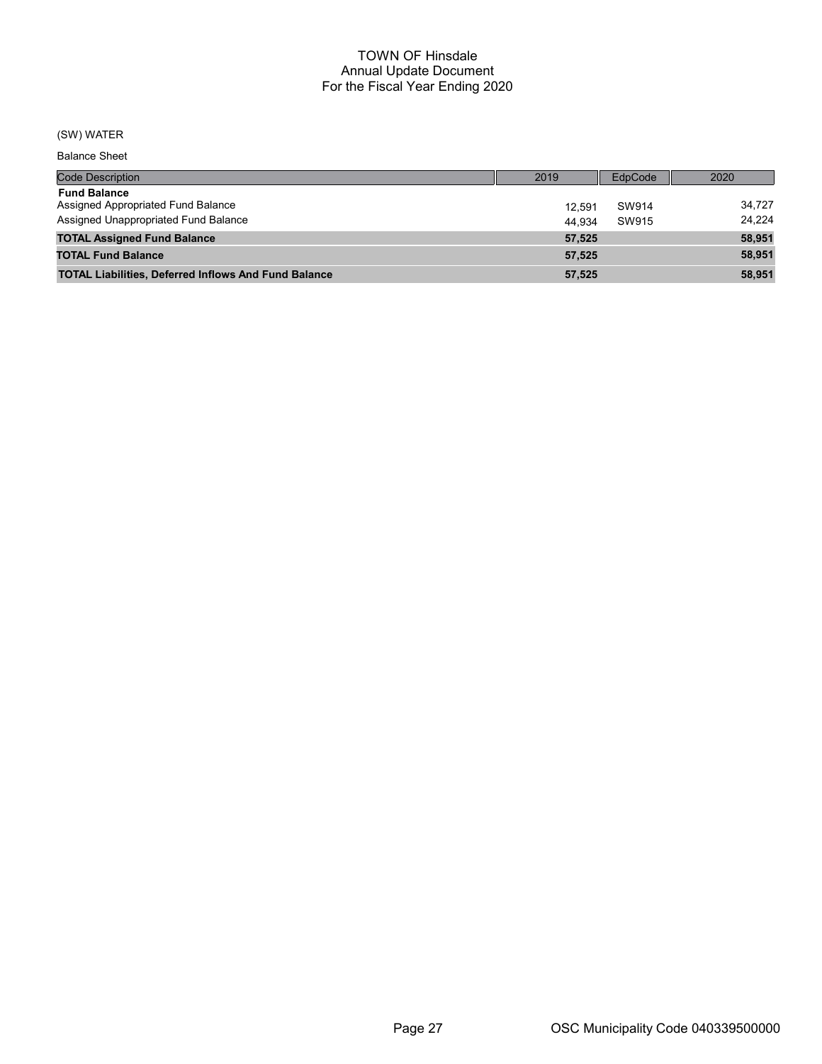# TOWN OF Hinsdale
## Annual Update Document
## For the Fiscal Year Ending 2020

(SW) WATER

Balance Sheet

| Code Description | 2019 | EdpCode | 2020 |
|---|---|---|---|
| **Fund Balance** | | | |
| Assigned Appropriated Fund Balance | 12,591 | SW914 | 34,727 |
| Assigned Unappropriated Fund Balance | 44,934 | SW915 | 24,224 |
| **TOTAL Assigned Fund Balance** | **57,525** | | **58,951** |
| **TOTAL Fund Balance** | **57,525** | | **58,951** |
| **TOTAL Liabilities, Deferred Inflows And Fund Balance** | **57,525** | | **58,951** |

OSC Municipality Code 040339500000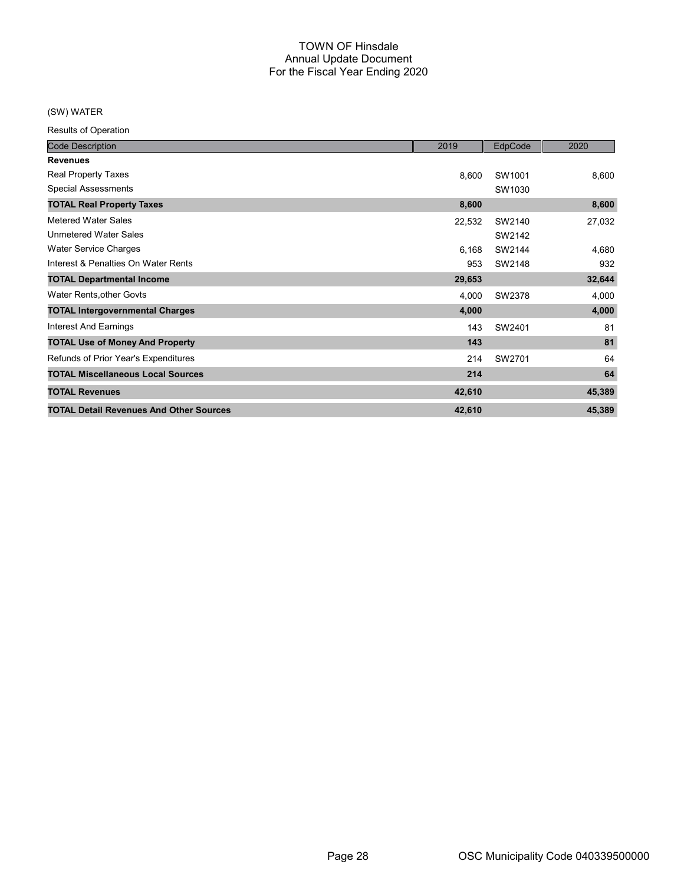# TOWN OF Hinsdale
## Annual Update Document
## For the Fiscal Year Ending 2020

(SW) WATER

Results of Operation

| Code Description | 2019 | EdpCode | 2020 |
|---|---|---|---|
| **Revenues** | | | |
| Real Property Taxes | 8,600 | SW1001 | 8,600 |
| Special Assessments | | SW1030 | |
| **TOTAL Real Property Taxes** | **8,600** | | **8,600** |
| Metered Water Sales | 22,532 | SW2140 | 27,032 |
| Unmetered Water Sales | | SW2142 | |
| Water Service Charges | 6,168 | SW2144 | 4,680 |
| Interest & Penalties On Water Rents | 953 | SW2148 | 932 |
| **TOTAL Departmental Income** | **29,653** | | **32,644** |
| Water Rents,other Govts | 4,000 | SW2378 | 4,000 |
| **TOTAL Intergovernmental Charges** | **4,000** | | **4,000** |
| Interest And Earnings | 143 | SW2401 | 81 |
| **TOTAL Use of Money And Property** | **143** | | **81** |
| Refunds of Prior Year's Expenditures | 214 | SW2701 | 64 |
| **TOTAL Miscellaneous Local Sources** | **214** | | **64** |
| **TOTAL Revenues** | **42,610** | | **45,389** |
| **TOTAL Detail Revenues And Other Sources** | **42,610** | | **45,389** |

OSC Municipality Code 040339500000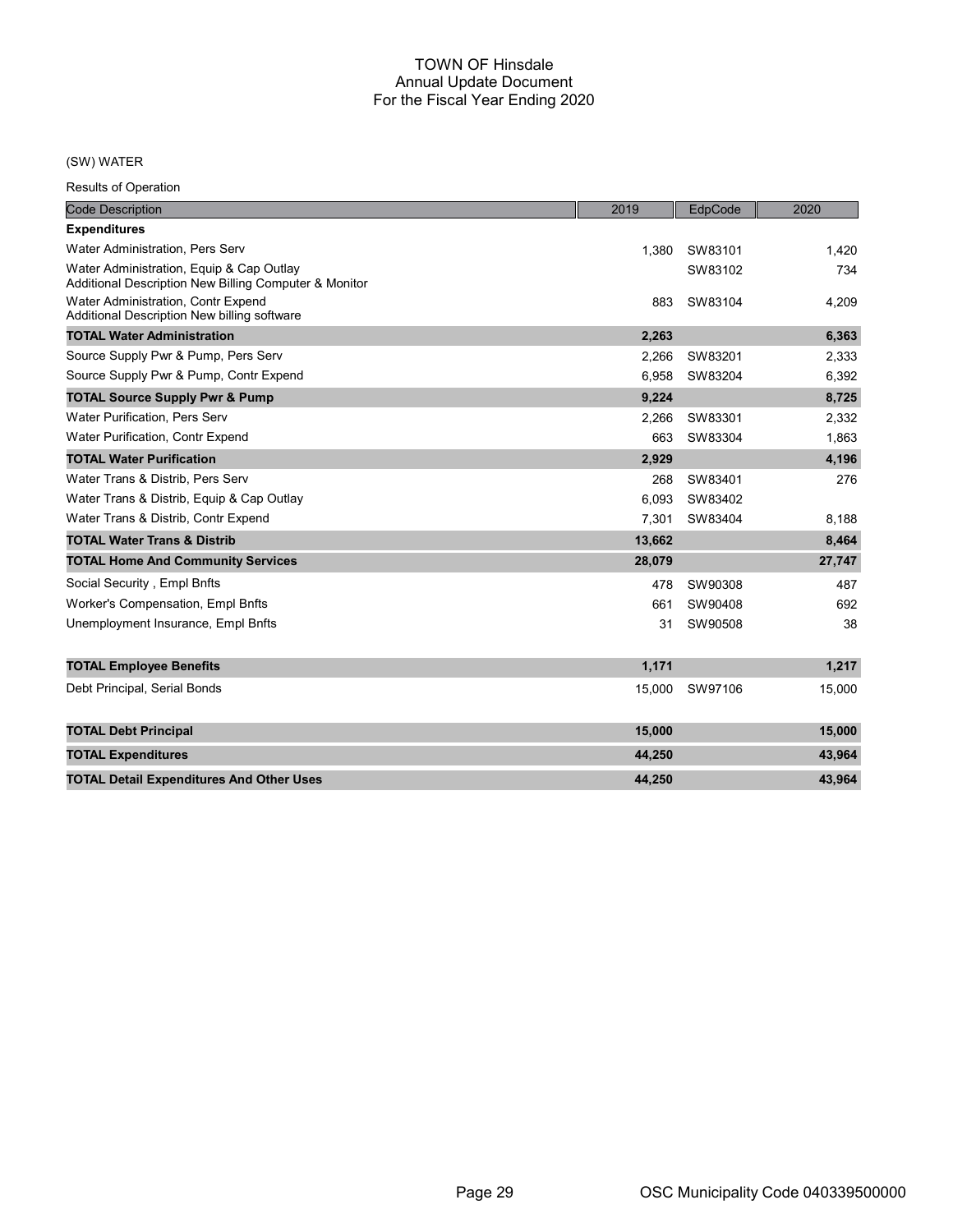# TOWN OF Hinsdale
## Annual Update Document
## For the Fiscal Year Ending 2020

(SW) WATER

Results of Operation

| Code Description | 2019 | EdpCode | 2020 |
|---|---|---|---|
| **Expenditures** | | | |
| Water Administration, Pers Serv | 1,380 | SW83101 | 1,420 |
| Water Administration, Equip & Cap Outlay<br>Additional Description New Billing Computer & Monitor | | SW83102 | 734 |
| Water Administration, Contr Expend<br>Additional Description New billing software | 883 | SW83104 | 4,209 |
| **TOTAL Water Administration** | **2,263** | | **6,363** |
| Source Supply Pwr & Pump, Pers Serv | 2,266 | SW83201 | 2,333 |
| Source Supply Pwr & Pump, Contr Expend | 6,958 | SW83204 | 6,392 |
| **TOTAL Source Supply Pwr & Pump** | **9,224** | | **8,725** |
| Water Purification, Pers Serv | 2,266 | SW83301 | 2,332 |
| Water Purification, Contr Expend | 663 | SW83304 | 1,863 |
| **TOTAL Water Purification** | **2,929** | | **4,196** |
| Water Trans & Distrib, Pers Serv | 268 | SW83401 | 276 |
| Water Trans & Distrib, Equip & Cap Outlay | 6,093 | SW83402 | |
| Water Trans & Distrib, Contr Expend | 7,301 | SW83404 | 8,188 |
| **TOTAL Water Trans & Distrib** | **13,662** | | **8,464** |
| **TOTAL Home And Community Services** | **28,079** | | **27,747** |
| Social Security , Empl Bnfts | 478 | SW90308 | 487 |
| Worker's Compensation, Empl Bnfts | 661 | SW90408 | 692 |
| Unemployment Insurance, Empl Bnfts | 31 | SW90508 | 38 |
| **TOTAL Employee Benefits** | **1,171** | | **1,217** |
| Debt Principal, Serial Bonds | 15,000 | SW97106 | 15,000 |
| **TOTAL Debt Principal** | **15,000** | | **15,000** |
| **TOTAL Expenditures** | **44,250** | | **43,964** |
| **TOTAL Detail Expenditures And Other Uses** | **44,250** | | **43,964** |

OSC Municipality Code 040339500000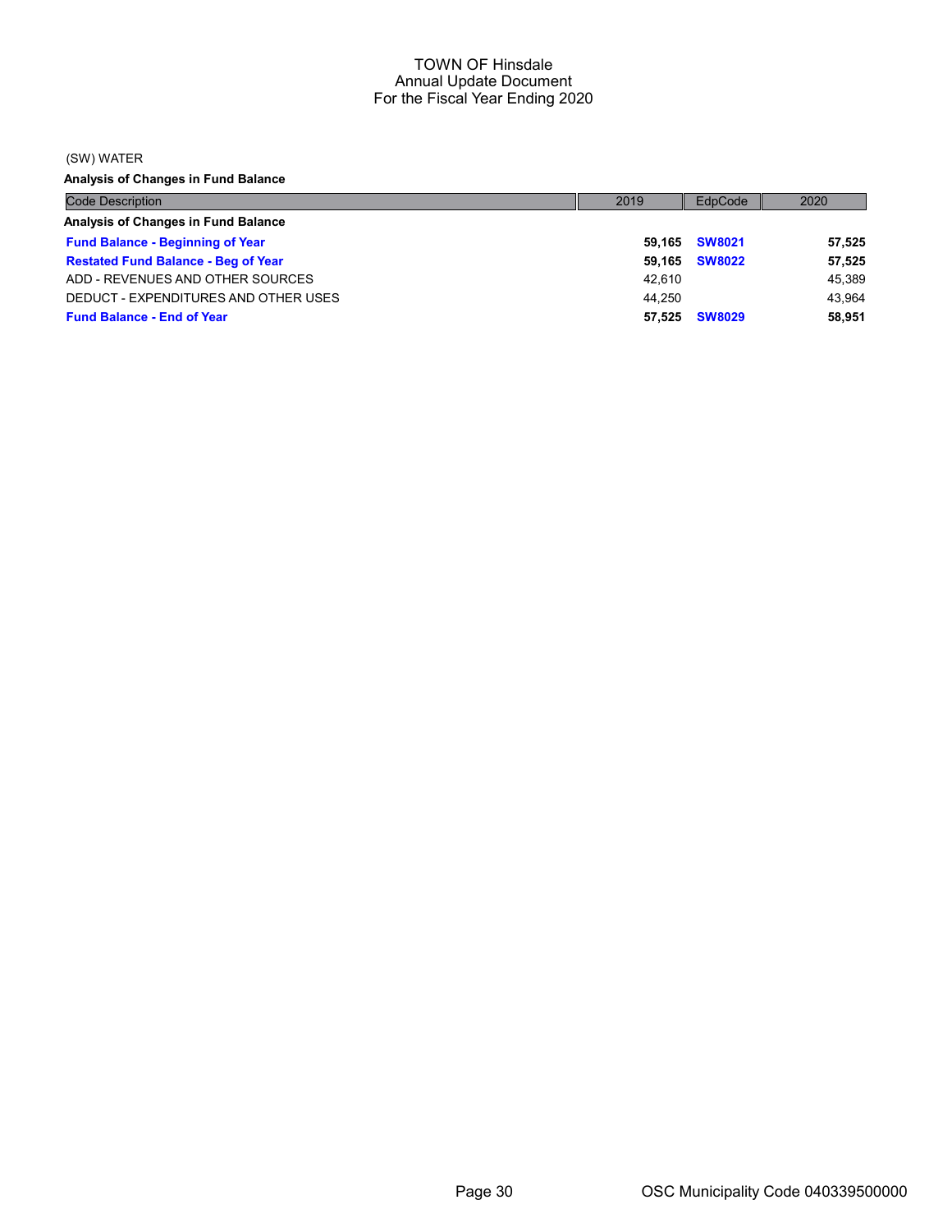TOWN OF Hinsdale
Annual Update Document
For the Fiscal Year Ending 2020

(SW) WATER

**Analysis of Changes in Fund Balance**

| Code Description | 2019 | EdpCode | 2020 |
|---|---|---|---|
| **Analysis of Changes in Fund Balance** | | | |
| **Fund Balance - Beginning of Year** | **59,165** | **SW8021** | **57,525** |
| **Restated Fund Balance - Beg of Year** | **59,165** | **SW8022** | **57,525** |
| ADD - REVENUES AND OTHER SOURCES | 42,610 | | 45,389 |
| DEDUCT - EXPENDITURES AND OTHER USES | 44,250 | | 43,964 |
| **Fund Balance - End of Year** | **57,525** | **SW8029** | **58,951** |

OSC Municipality Code 040339500000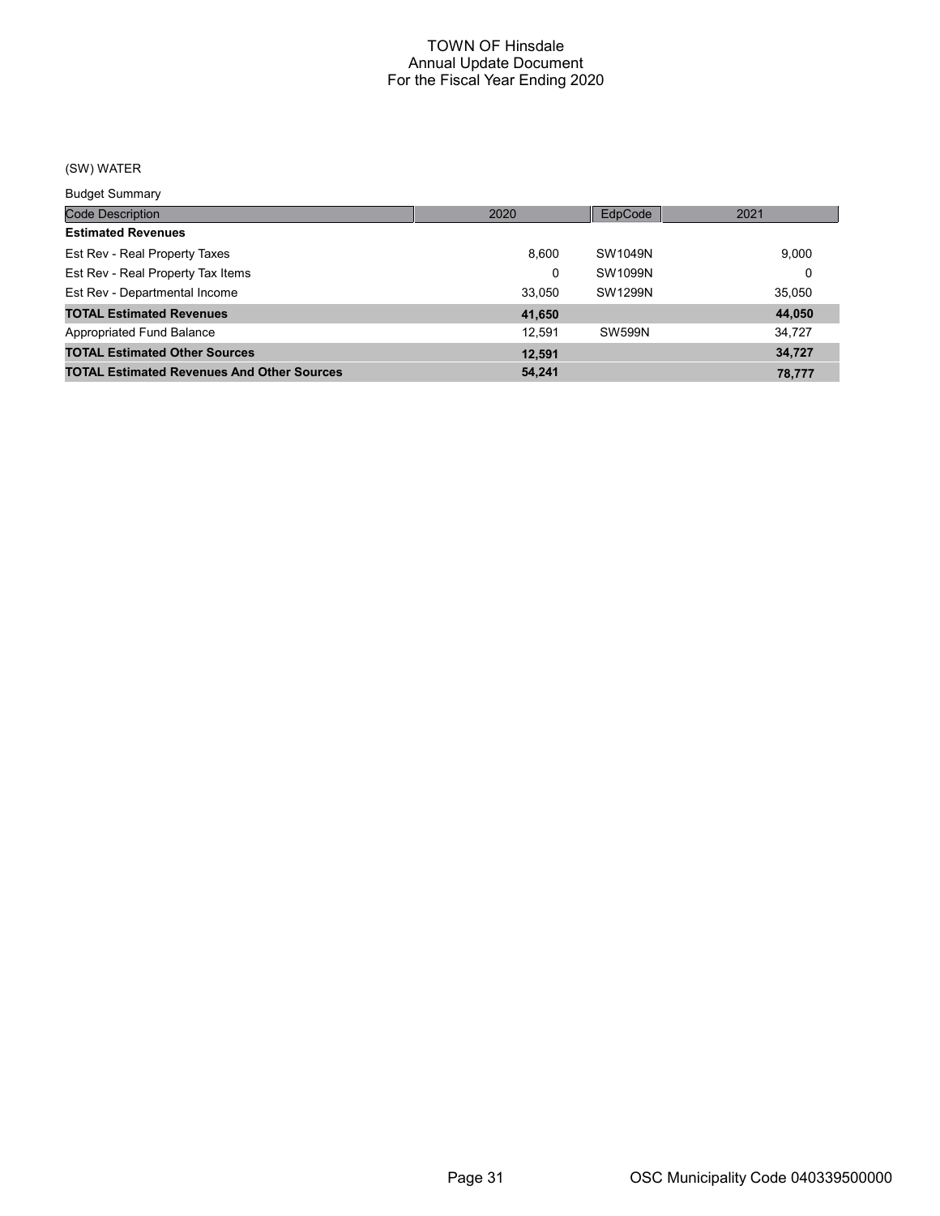# TOWN OF Hinsdale
## Annual Update Document
## For the Fiscal Year Ending 2020

(SW) WATER

Budget Summary

| Code Description | 2020 | EdpCode | 2021 |
|---|---|---|---|
| **Estimated Revenues** | | | |
| Est Rev - Real Property Taxes | 8,600 | SW1049N | 9,000 |
| Est Rev - Real Property Tax Items | 0 | SW1099N | 0 |
| Est Rev - Departmental Income | 33,050 | SW1299N | 35,050 |
| **TOTAL Estimated Revenues** | **41,650** | | **44,050** |
| Appropriated Fund Balance | 12,591 | SW599N | 34,727 |
| **TOTAL Estimated Other Sources** | **12,591** | | **34,727** |
| **TOTAL Estimated Revenues And Other Sources** | **54,241** | | **78,777** |

OSC Municipality Code 040339500000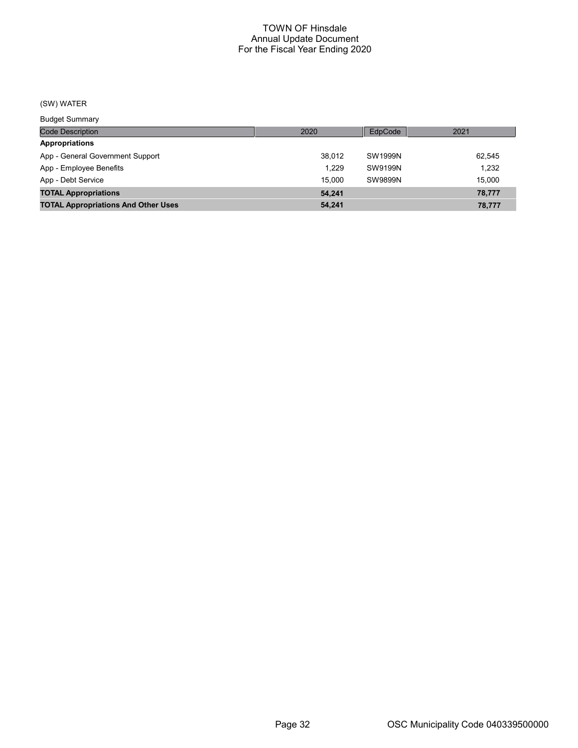# TOWN OF Hinsdale
## Annual Update Document
## For the Fiscal Year Ending 2020

(SW) WATER

Budget Summary

| Code Description | 2020 | EdpCode | 2021 |
|---|---|---|---|
| **Appropriations** | | | |
| App - General Government Support | 38,012 | SW1999N | 62,545 |
| App - Employee Benefits | 1,229 | SW9199N | 1,232 |
| App - Debt Service | 15,000 | SW9899N | 15,000 |
| **TOTAL Appropriations** | **54,241** | | **78,777** |
| **TOTAL Appropriations And Other Uses** | **54,241** | | **78,777** |

OSC Municipality Code 040339500000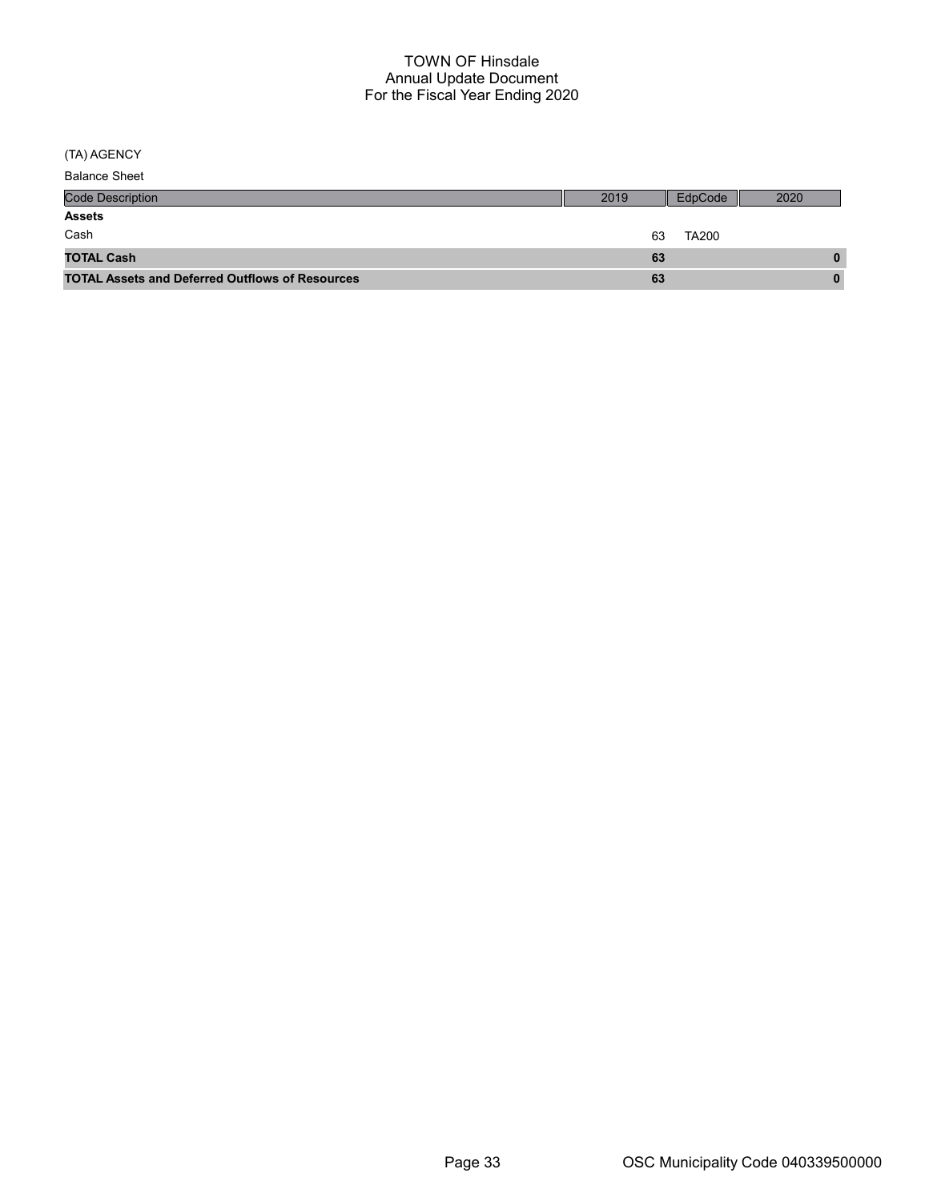# TOWN OF Hinsdale
## Annual Update Document
## For the Fiscal Year Ending 2020

(TA) AGENCY

Balance Sheet

| Code Description | 2019 | EdpCode | 2020 |
|---|---|---|---|
| **Assets** | | | |
| Cash | 63 | TA200 | |
| **TOTAL Cash** | **63** | | **0** |
| **TOTAL Assets and Deferred Outflows of Resources** | **63** | | **0** |

OSC Municipality Code 040339500000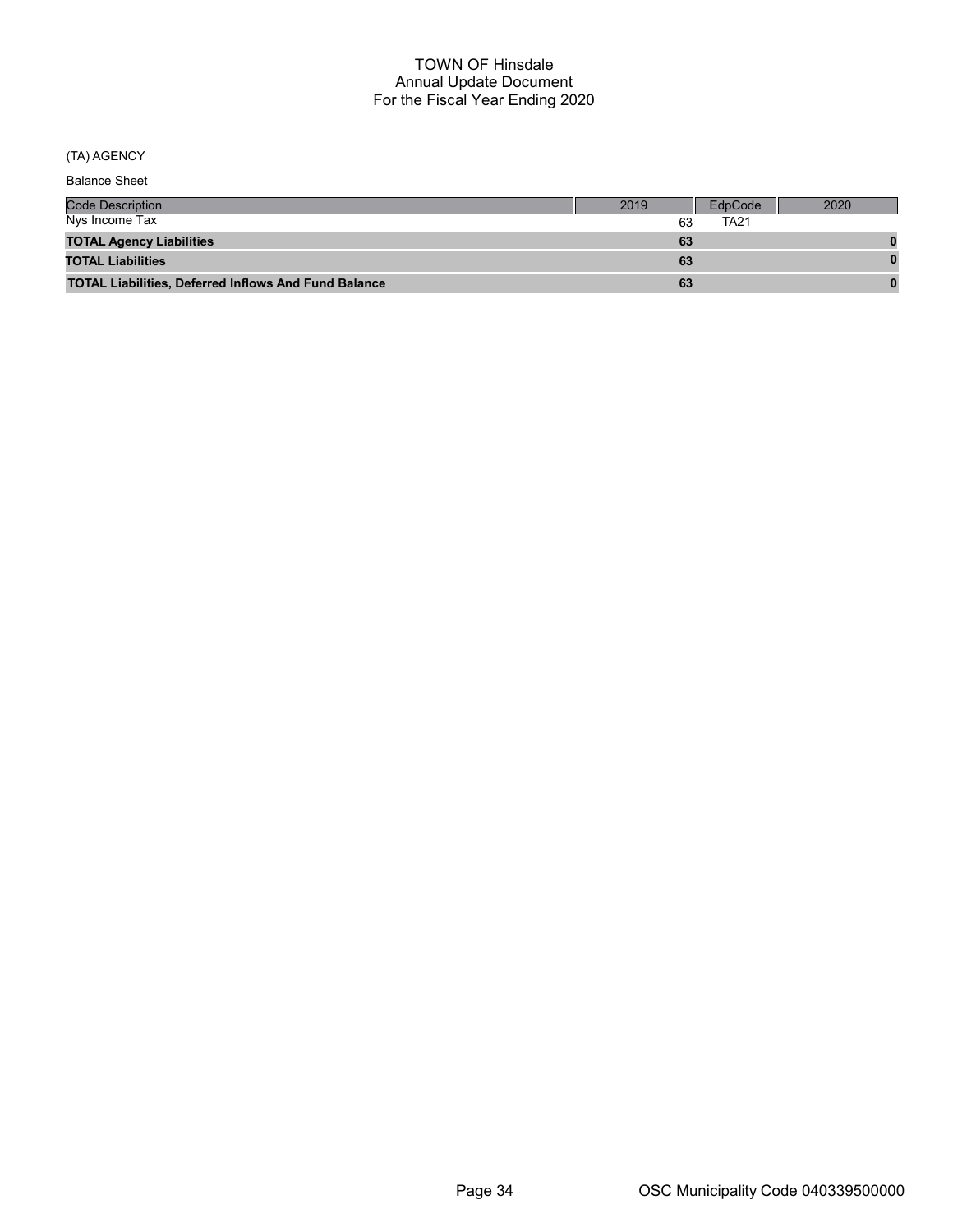# TOWN OF Hinsdale
## Annual Update Document
## For the Fiscal Year Ending 2020

(TA) AGENCY

Balance Sheet

| Code Description | 2019 | EdpCode | 2020 |
|---|---|---|---|
| Nys Income Tax | 63 | TA21 | |
| **TOTAL Agency Liabilities** | **63** | | **0** |
| **TOTAL Liabilities** | **63** | | **0** |
| **TOTAL Liabilities, Deferred Inflows And Fund Balance** | **63** | | **0** |

OSC Municipality Code 040339500000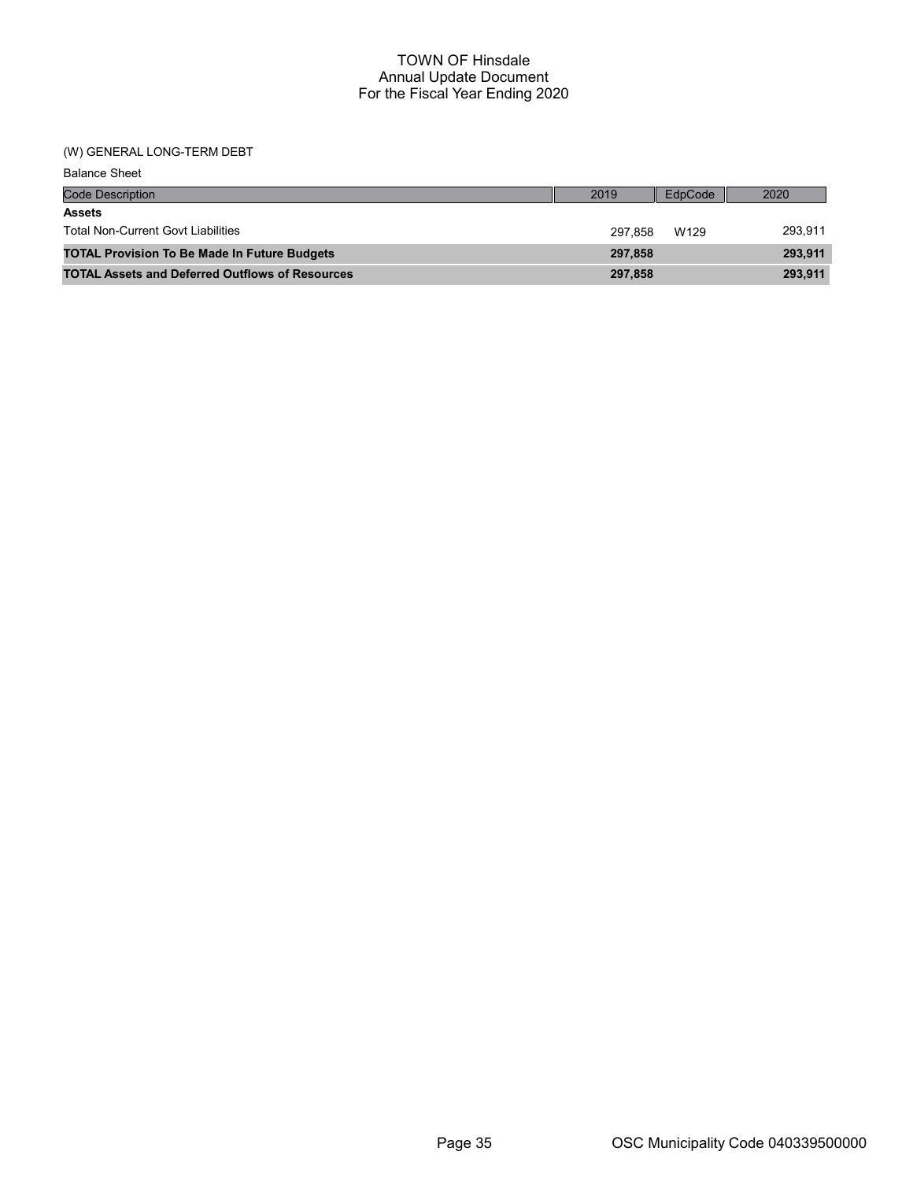# TOWN OF Hinsdale
## Annual Update Document
## For the Fiscal Year Ending 2020

(W) GENERAL LONG-TERM DEBT

Balance Sheet

| Code Description | 2019 | EdpCode | 2020 |
|---|---|---|---|
| **Assets** | | | |
| Total Non-Current Govt Liabilities | 297,858 | W129 | 293,911 |
| **TOTAL Provision To Be Made In Future Budgets** | **297,858** | | **293,911** |
| **TOTAL Assets and Deferred Outflows of Resources** | **297,858** | | **293,911** |

OSC Municipality Code 040339500000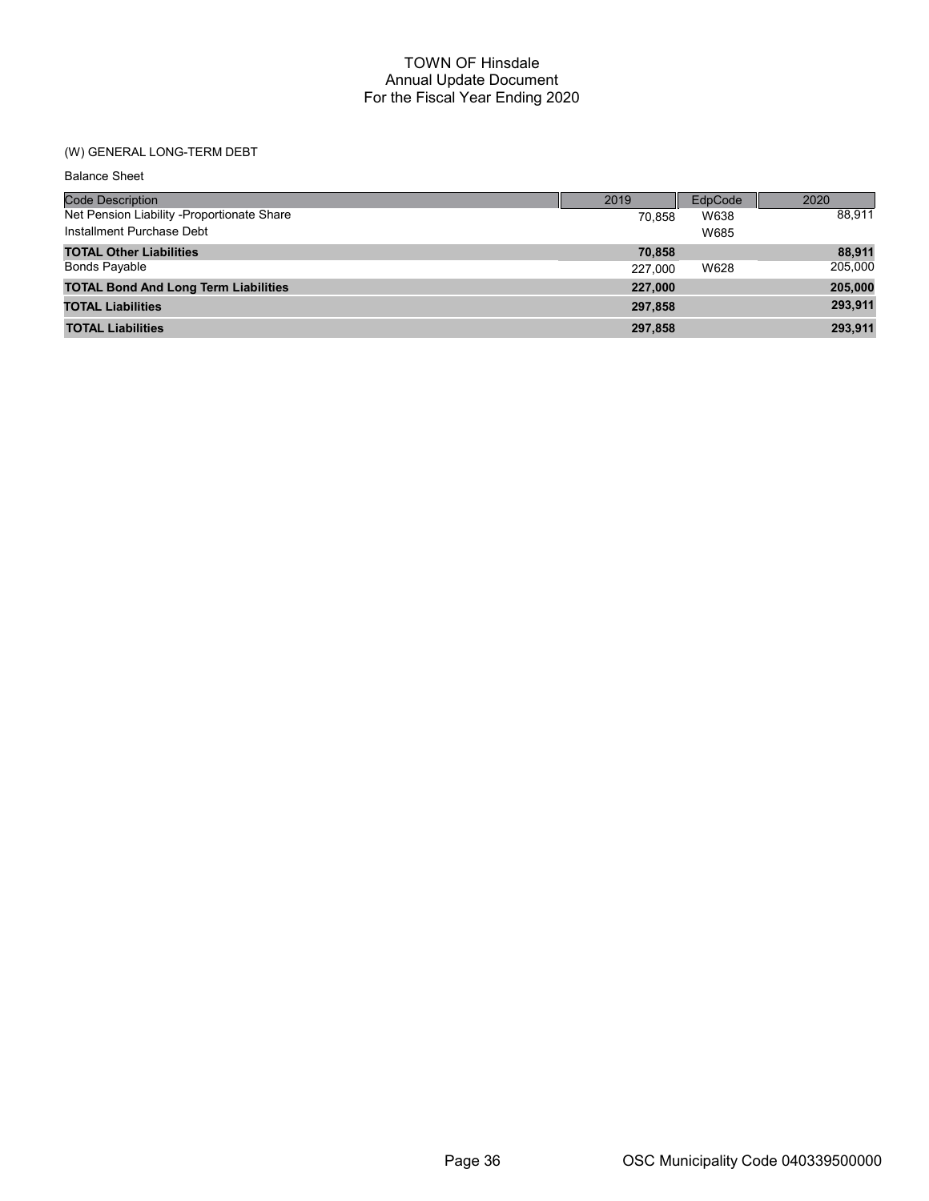TOWN OF Hinsdale
Annual Update Document
For the Fiscal Year Ending 2020

(W) GENERAL LONG-TERM DEBT

Balance Sheet

| Code Description | 2019 | EdpCode | 2020 |
|---|---|---|---|
| Net Pension Liability -Proportionate Share | 70,858 | W638 | 88,911 |
| Installment Purchase Debt | | W685 | |
| **TOTAL Other Liabilities** | **70,858** | | **88,911** |
| Bonds Payable | 227,000 | W628 | 205,000 |
| **TOTAL Bond And Long Term Liabilities** | **227,000** | | **205,000** |
| **TOTAL Liabilities** | **297,858** | | **293,911** |
| **TOTAL Liabilities** | **297,858** | | **293,911** |

OSC Municipality Code 040339500000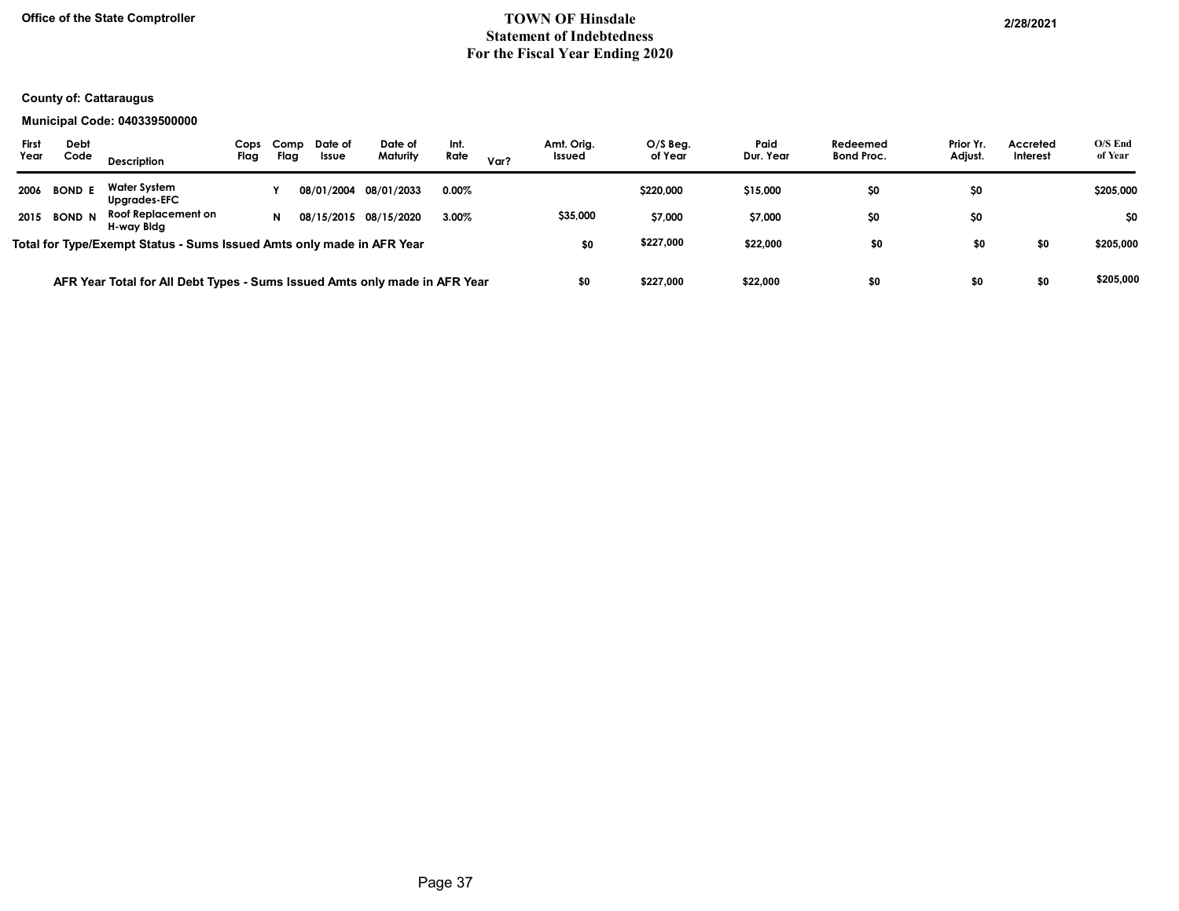Office of the State Comptroller

# TOWN OF Hinsdale
## Statement of Indebtedness
## For the Fiscal Year Ending 2020

2/28/2021

**County of: Cattaraugus**

**Municipal Code: 040339500000**

| First Year | Debt Code | Description | Cops Flag | Comp Flag | Date of Issue | Date of Maturity | Int. Rate | Var? | Amt. Orig. Issued | O/S Beg. of Year | Paid Dur. Year | Redeemed Bond Proc. | Prior Yr. Adjust. | Accreted Interest | O/S End of Year |
|---|---|---|---|---|---|---|---|---|---|---|---|---|---|---|---|
| 2006 | BOND E | Water System Upgrades-EFC | | Y | 08/01/2004 | 08/01/2033 | 0.00% | | | $220,000 | $15,000 | $0 | $0 | | $205,000 |
| 2015 | BOND N | Roof Replacement on H-way Bldg | | N | 08/15/2015 | 08/15/2020 | 3.00% | | $35,000 | $7,000 | $7,000 | $0 | $0 | | $0 |
| **Total for Type/Exempt Status - Sums Issued Amts only made in AFR Year** | | | | | | | | | $0 | $227,000 | $22,000 | $0 | $0 | $0 | $205,000 |
| **AFR Year Total for All Debt Types - Sums Issued Amts only made in AFR Year** | | | | | | | | | $0 | $227,000 | $22,000 | $0 | $0 | $0 | $205,000 |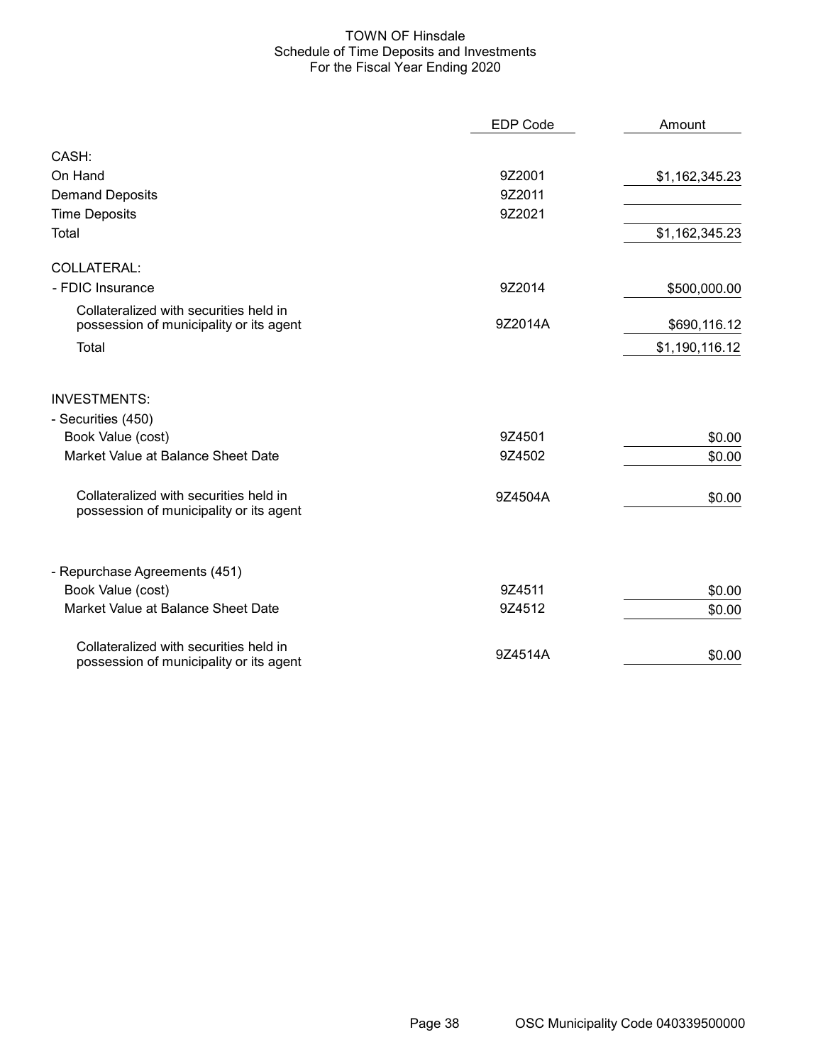# TOWN OF Hinsdale
## Schedule of Time Deposits and Investments
### For the Fiscal Year Ending 2020

| | EDP Code | Amount |
|---|---|---|
| **CASH:** | | |
| On Hand | 9Z2001 | $1,162,345.23 |
| Demand Deposits | 9Z2011 | |
| Time Deposits | 9Z2021 | |
| Total | | $1,162,345.23 |
| **COLLATERAL:** | | |
| - FDIC Insurance | 9Z2014 | $500,000.00 |
| Collateralized with securities held in possession of municipality or its agent | 9Z2014A | $690,116.12 |
| Total | | $1,190,116.12 |
| **INVESTMENTS:** | | |
| - Securities (450) | | |
| Book Value (cost) | 9Z4501 | $0.00 |
| Market Value at Balance Sheet Date | 9Z4502 | $0.00 |
| Collateralized with securities held in possession of municipality or its agent | 9Z4504A | $0.00 |
| - Repurchase Agreements (451) | | |
| Book Value (cost) | 9Z4511 | $0.00 |
| Market Value at Balance Sheet Date | 9Z4512 | $0.00 |
| Collateralized with securities held in possession of municipality or its agent | 9Z4514A | $0.00 |

OSC Municipality Code 040339500000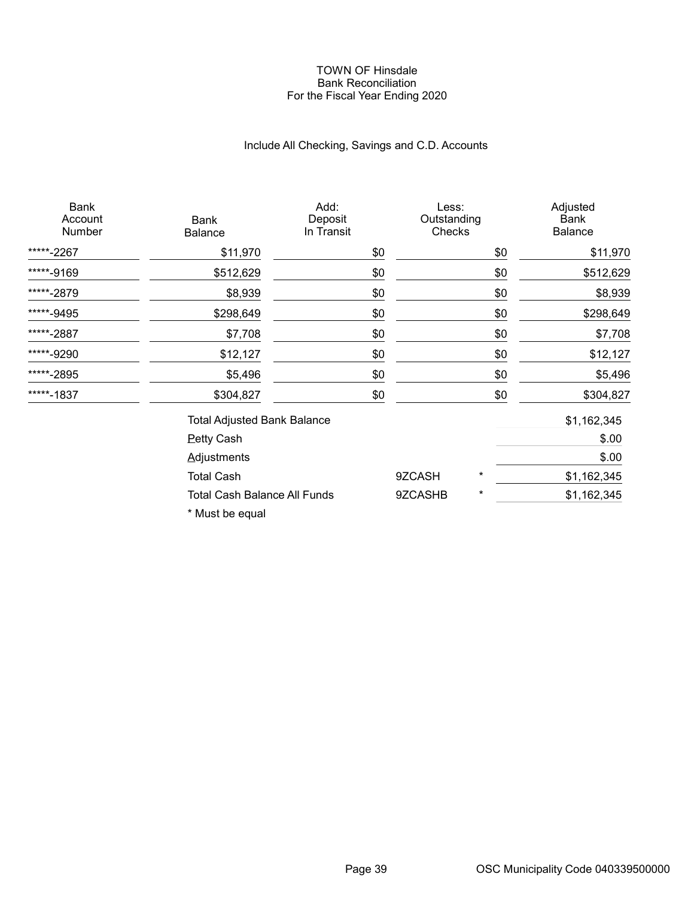# TOWN OF Hinsdale
## Bank Reconciliation
## For the Fiscal Year Ending 2020

Include All Checking, Savings and C.D. Accounts

| Bank Account Number | Bank Balance | Add: Deposit In Transit | Less: Outstanding Checks | Adjusted Bank Balance |
|---|---|---|---|---|
| *****-2267 | $11,970 | $0 | $0 | $11,970 |
| *****-9169 | $512,629 | $0 | $0 | $512,629 |
| *****-2879 | $8,939 | $0 | $0 | $8,939 |
| *****-9495 | $298,649 | $0 | $0 | $298,649 |
| *****-2887 | $7,708 | $0 | $0 | $7,708 |
| *****-9290 | $12,127 | $0 | $0 | $12,127 |
| *****-2895 | $5,496 | $0 | $0 | $5,496 |
| *****-1837 | $304,827 | $0 | $0 | $304,827 |

| | | | |
|---|---|---|---|
| Total Adjusted Bank Balance | | | $1,162,345 |
| Petty Cash | | | $.00 |
| Adjustments | | | $.00 |
| Total Cash | 9ZCASH | * | $1,162,345 |
| Total Cash Balance All Funds | 9ZCASHB | * | $1,162,345 |

* Must be equal

OSC Municipality Code 040339500000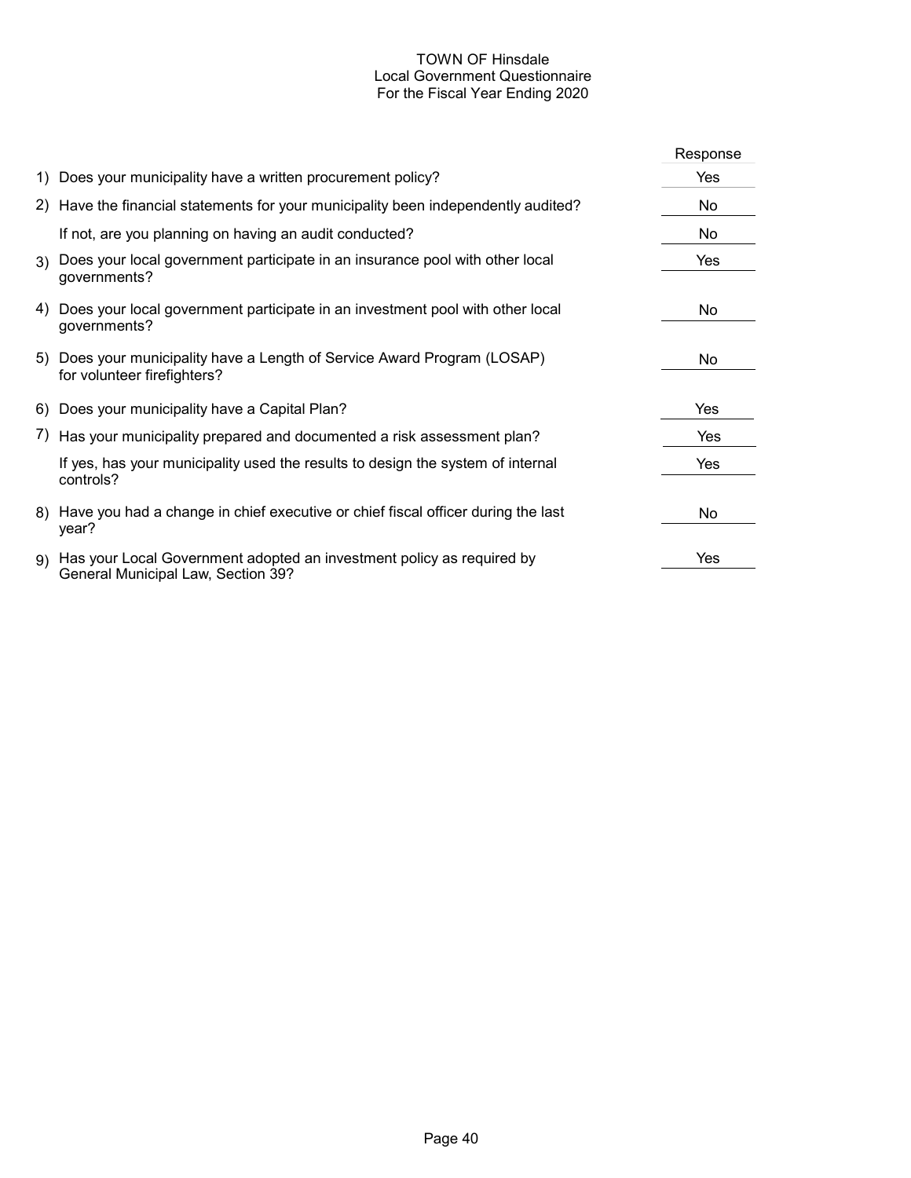# TOWN OF Hinsdale
## Local Government Questionnaire
### For the Fiscal Year Ending 2020

| | Question | Response |
|---|---|---|
| 1) | Does your municipality have a written procurement policy? | Yes |
| 2) | Have the financial statements for your municipality been independently audited? | No |
| | If not, are you planning on having an audit conducted? | No |
| 3) | Does your local government participate in an insurance pool with other local governments? | Yes |
| 4) | Does your local government participate in an investment pool with other local governments? | No |
| 5) | Does your municipality have a Length of Service Award Program (LOSAP) for volunteer firefighters? | No |
| 6) | Does your municipality have a Capital Plan? | Yes |
| 7) | Has your municipality prepared and documented a risk assessment plan? | Yes |
| | If yes, has your municipality used the results to design the system of internal controls? | Yes |
| 8) | Have you had a change in chief executive or chief fiscal officer during the last year? | No |
| 9) | Has your Local Government adopted an investment policy as required by General Municipal Law, Section 39? | Yes |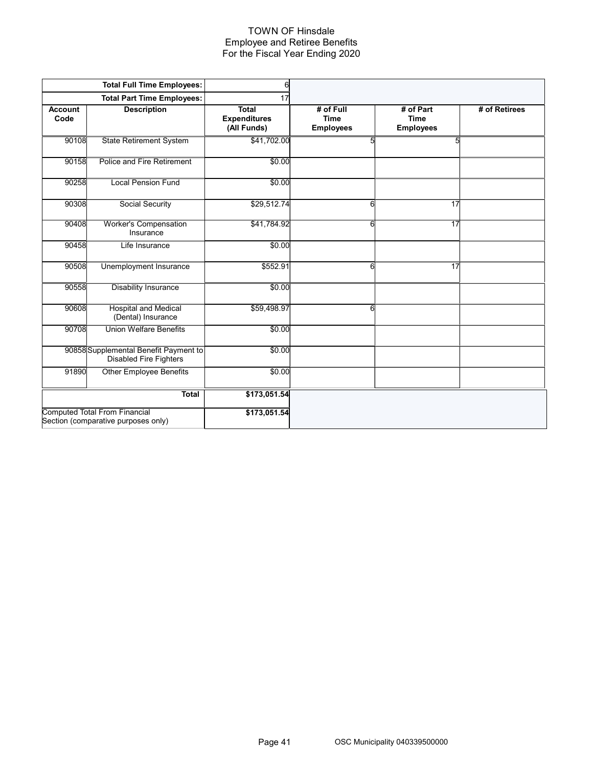# TOWN OF Hinsdale
## Employee and Retiree Benefits
### For the Fiscal Year Ending 2020

| Account Code | Description | Total Expenditures (All Funds) | # of Full Time Employees | # of Part Time Employees | # of Retirees |
|---|---|---|---|---|---|
| | Total Full Time Employees: | 6 | | | |
| | Total Part Time Employees: | 17 | | | |
| 90108 | State Retirement System | $41,702.00 | 5 | 5 | |
| 90158 | Police and Fire Retirement | $0.00 | | | |
| 90258 | Local Pension Fund | $0.00 | | | |
| 90308 | Social Security | $29,512.74 | 6 | 17 | |
| 90408 | Worker's Compensation Insurance | $41,784.92 | 6 | 17 | |
| 90458 | Life Insurance | $0.00 | | | |
| 90508 | Unemployment Insurance | $552.91 | 6 | 17 | |
| 90558 | Disability Insurance | $0.00 | | | |
| 90608 | Hospital and Medical (Dental) Insurance | $59,498.97 | 6 | | |
| 90708 | Union Welfare Benefits | $0.00 | | | |
| 90858 | Supplemental Benefit Payment to Disabled Fire Fighters | $0.00 | | | |
| 91890 | Other Employee Benefits | $0.00 | | | |
| | **Total** | **$173,051.54** | | | |
| | Computed Total From Financial Section (comparative purposes only) | **$173,051.54** | | | |

OSC Municipality 040339500000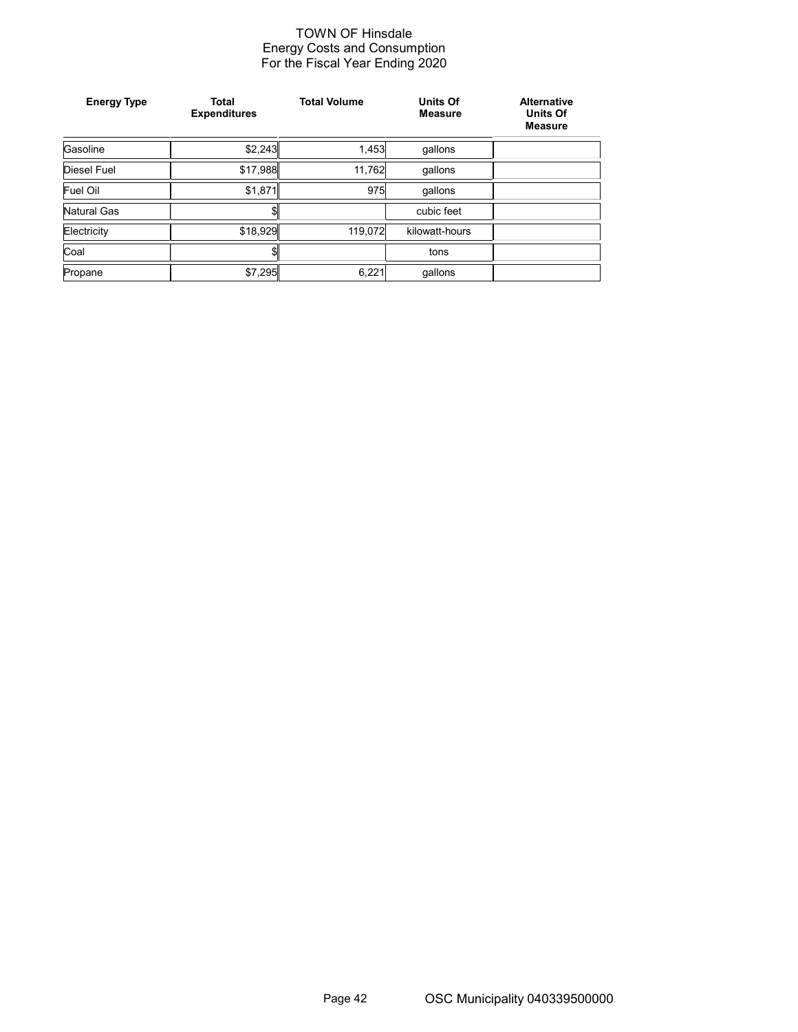# TOWN OF Hinsdale
## Energy Costs and Consumption
## For the Fiscal Year Ending 2020

| Energy Type | Total Expenditures | Total Volume | Units Of Measure | Alternative Units Of Measure |
|---|---|---|---|---|
| Gasoline | $2,243 | 1,453 | gallons | |
| Diesel Fuel | $17,988 | 11,762 | gallons | |
| Fuel Oil | $1,871 | 975 | gallons | |
| Natural Gas | $ | | cubic feet | |
| Electricity | $18,929 | 119,072 | kilowatt-hours | |
| Coal | $ | | tons | |
| Propane | $7,295 | 6,221 | gallons | |

OSC Municipality 040339500000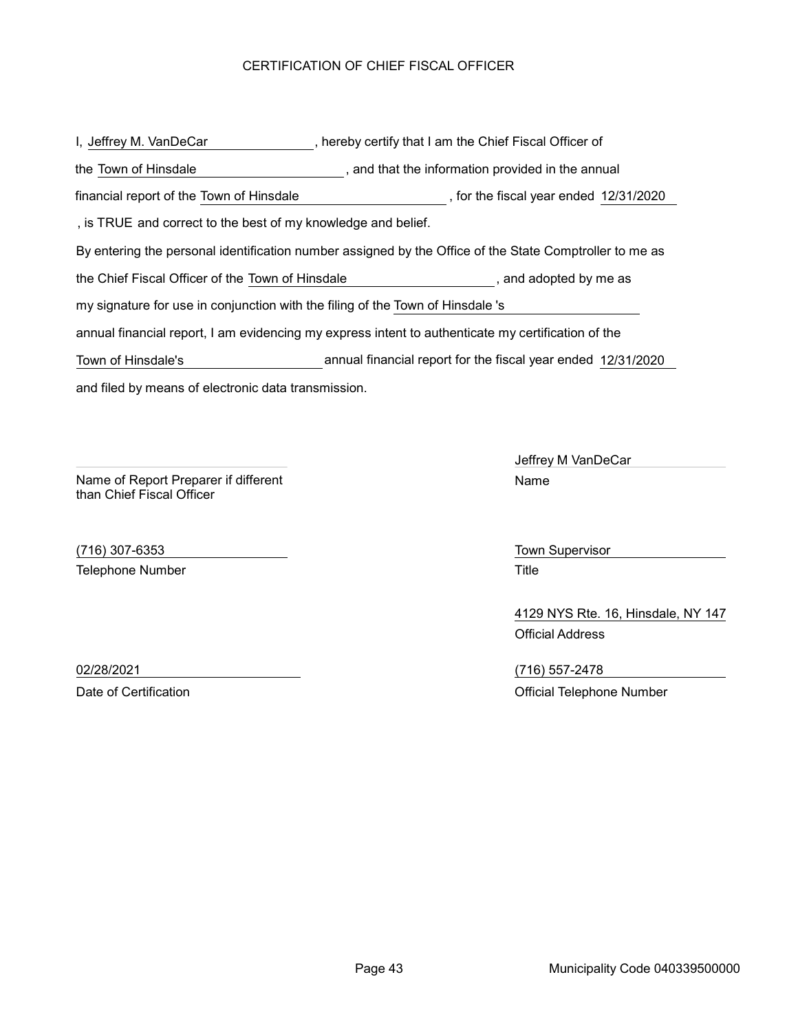# CERTIFICATION OF CHIEF FISCAL OFFICER

I, Jeffrey M. VanDeCar, hereby certify that I am the Chief Fiscal Officer of the Town of Hinsdale, and that the information provided in the annual financial report of the Town of Hinsdale, for the fiscal year ended 12/31/2020, is TRUE and correct to the best of my knowledge and belief.

By entering the personal identification number assigned by the Office of the State Comptroller to me as the Chief Fiscal Officer of the Town of Hinsdale, and adopted by me as my signature for use in conjunction with the filing of the Town of Hinsdale 's annual financial report, I am evidencing my express intent to authenticate my certification of the Town of Hinsdale's annual financial report for the fiscal year ended 12/31/2020 and filed by means of electronic data transmission.

Name of Report Preparer if different than Chief Fiscal Officer: 

Name: Jeffrey M VanDeCar

Telephone Number: (716) 307-6353

Title: Town Supervisor

Official Address: 4129 NYS Rte. 16, Hinsdale, NY 147

Date of Certification: 02/28/2021

Official Telephone Number: (716) 557-2478

Municipality Code 040339500000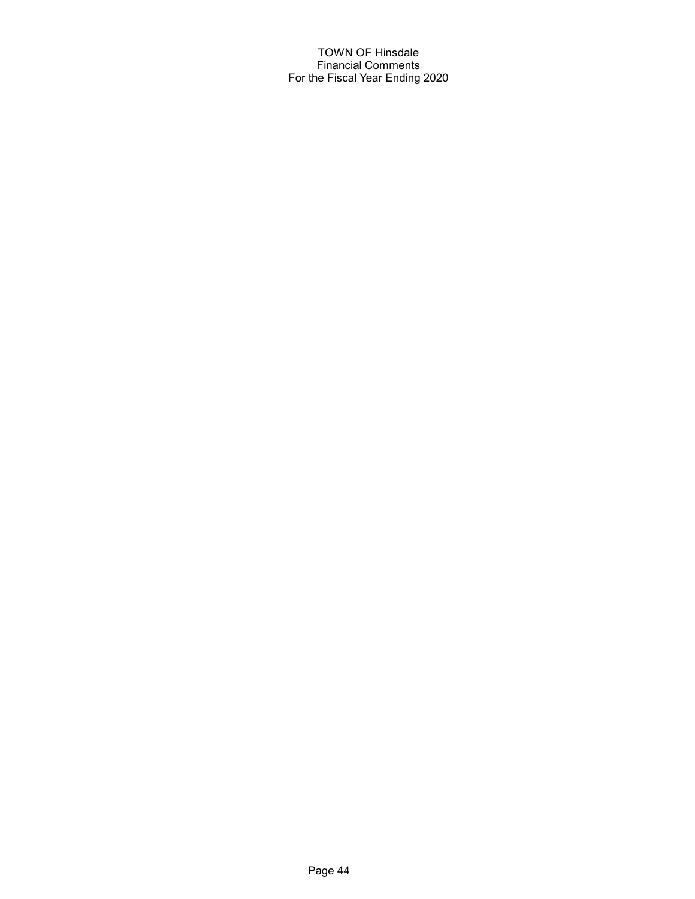# TOWN OF Hinsdale
## Financial Comments
## For the Fiscal Year Ending 2020